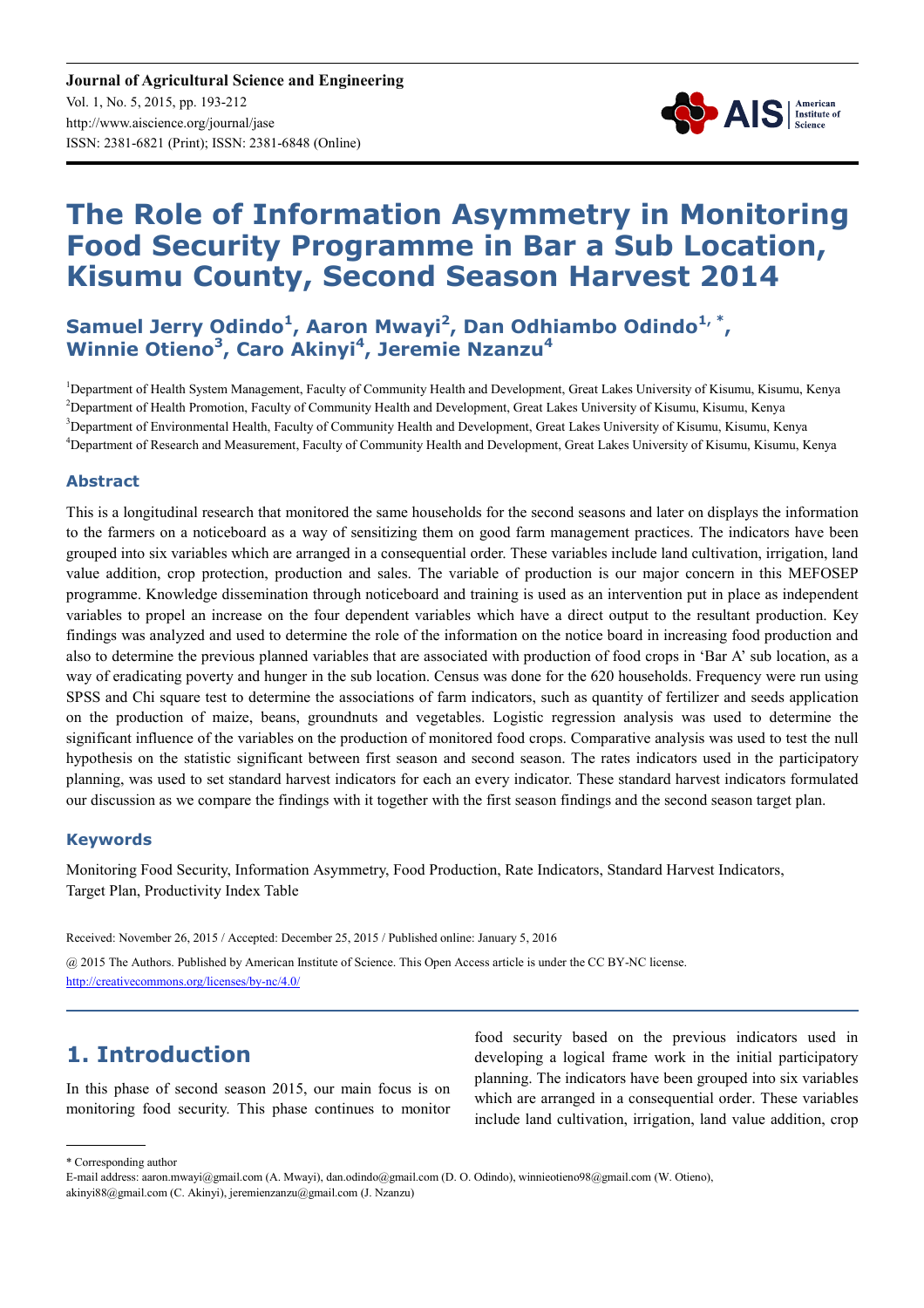# The Role of Information Asymmetry in Monitoring Food Security Programme in Bar a Sub Location, Kisumu County, Second Season Harvest 2014

**Samuel Jerry Odindo[1], Aaron Mwayi[2], Dan Odhiambo Odindo[1, *], Winnie Otieno[3], Caro Akinyi[4], Jeremie Nzanzu[4]**

[1]Department of Health System Management, Faculty of Community Health and Development, Great Lakes University of Kisumu, Kisumu, Kenya
[2]Department of Health Promotion, Faculty of Community Health and Development, Great Lakes University of Kisumu, Kisumu, Kenya
[3]Department of Environmental Health, Faculty of Community Health and Development, Great Lakes University of Kisumu, Kisumu, Kenya
[4]Department of Research and Measurement, Faculty of Community Health and Development, Great Lakes University of Kisumu, Kisumu, Kenya

## Abstract

This is a longitudinal research that monitored the same households for the second seasons and later on displays the information to the farmers on a noticeboard as a way of sensitizing them on good farm management practices. The indicators have been grouped into six variables which are arranged in a consequential order. These variables include land cultivation, irrigation, land value addition, crop protection, production and sales. The variable of production is our major concern in this MEFOSEP programme. Knowledge dissemination through noticeboard and training is used as an intervention put in place as independent variables to propel an increase on the four dependent variables which have a direct output to the resultant production. Key findings was analyzed and used to determine the role of the information on the notice board in increasing food production and also to determine the previous planned variables that are associated with production of food crops in 'Bar A' sub location, as a way of eradicating poverty and hunger in the sub location. Census was done for the 620 households. Frequency were run using SPSS and Chi square test to determine the associations of farm indicators, such as quantity of fertilizer and seeds application on the production of maize, beans, groundnuts and vegetables. Logistic regression analysis was used to determine the significant influence of the variables on the production of monitored food crops. Comparative analysis was used to test the null hypothesis on the statistic significant between first season and second season. The rates indicators used in the participatory planning, was used to set standard harvest indicators for each an every indicator. These standard harvest indicators formulated our discussion as we compare the findings with it together with the first season findings and the second season target plan.

## Keywords

Monitoring Food Security, Information Asymmetry, Food Production, Rate Indicators, Standard Harvest Indicators, Target Plan, Productivity Index Table

Received: November 26, 2015 / Accepted: December 25, 2015 / Published online: January 5, 2016

@ 2015 The Authors. Published by American Institute of Science. This Open Access article is under the CC BY-NC license.
http://creativecommons.org/licenses/by-nc/4.0/

## 1. Introduction

In this phase of second season 2015, our main focus is on monitoring food security. This phase continues to monitor food security based on the previous indicators used in developing a logical frame work in the initial participatory planning. The indicators have been grouped into six variables which are arranged in a consequential order. These variables include land cultivation, irrigation, land value addition, crop

* Corresponding author
E-mail address: aaron.mwayi@gmail.com (A. Mwayi), dan.odindo@gmail.com (D. O. Odindo), winnieotieno98@gmail.com (W. Otieno), akinyi88@gmail.com (C. Akinyi), jeremienzanzu@gmail.com (J. Nzanzu)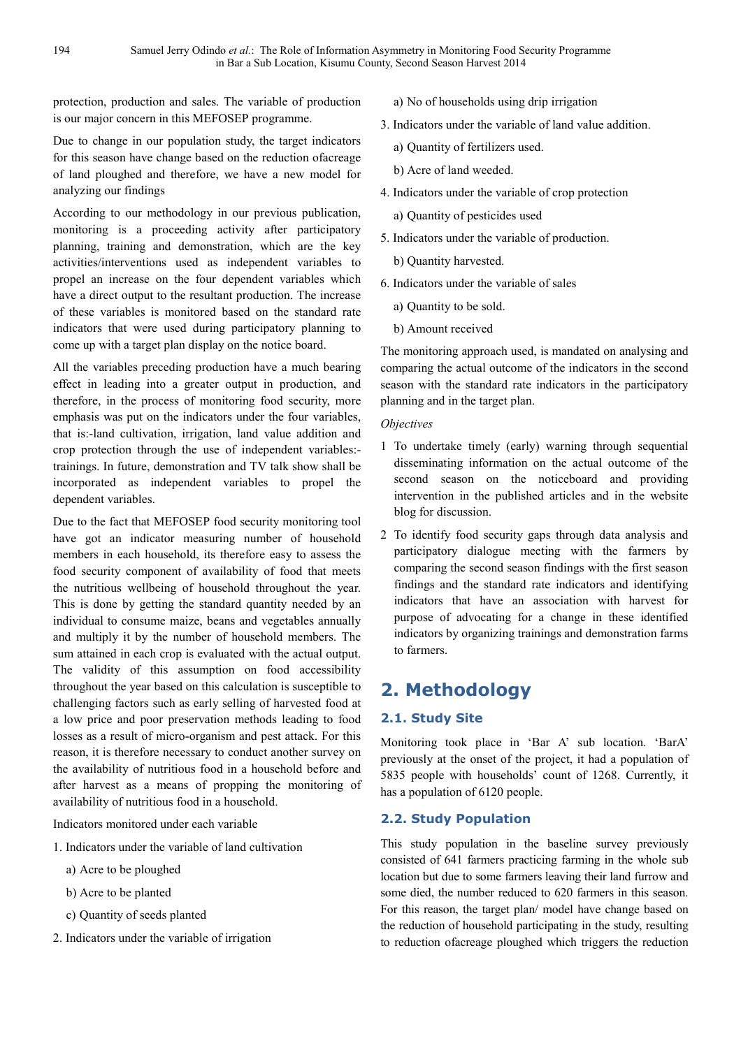protection, production and sales. The variable of production is our major concern in this MEFOSEP programme.

Due to change in our population study, the target indicators for this season have change based on the reduction ofacreage of land ploughed and therefore, we have a new model for analyzing our findings

According to our methodology in our previous publication, monitoring is a proceeding activity after participatory planning, training and demonstration, which are the key activities/interventions used as independent variables to propel an increase on the four dependent variables which have a direct output to the resultant production. The increase of these variables is monitored based on the standard rate indicators that were used during participatory planning to come up with a target plan display on the notice board.

All the variables preceding production have a much bearing effect in leading into a greater output in production, and therefore, in the process of monitoring food security, more emphasis was put on the indicators under the four variables, that is:-land cultivation, irrigation, land value addition and crop protection through the use of independent variables:- trainings. In future, demonstration and TV talk show shall be incorporated as independent variables to propel the dependent variables.

Due to the fact that MEFOSEP food security monitoring tool have got an indicator measuring number of household members in each household, its therefore easy to assess the food security component of availability of food that meets the nutritious wellbeing of household throughout the year. This is done by getting the standard quantity needed by an individual to consume maize, beans and vegetables annually and multiply it by the number of household members. The sum attained in each crop is evaluated with the actual output. The validity of this assumption on food accessibility throughout the year based on this calculation is susceptible to challenging factors such as early selling of harvested food at a low price and poor preservation methods leading to food losses as a result of micro-organism and pest attack. For this reason, it is therefore necessary to conduct another survey on the availability of nutritious food in a household before and after harvest as a means of propping the monitoring of availability of nutritious food in a household.

Indicators monitored under each variable

1. Indicators under the variable of land cultivation
   a) Acre to be ploughed
   b) Acre to be planted
   c) Quantity of seeds planted
2. Indicators under the variable of irrigation
   a) No of households using drip irrigation
3. Indicators under the variable of land value addition.
   a) Quantity of fertilizers used.
   b) Acre of land weeded.
4. Indicators under the variable of crop protection
   a) Quantity of pesticides used
5. Indicators under the variable of production.
   b) Quantity harvested.
6. Indicators under the variable of sales
   a) Quantity to be sold.
   b) Amount received

The monitoring approach used, is mandated on analysing and comparing the actual outcome of the indicators in the second season with the standard rate indicators in the participatory planning and in the target plan.

*Objectives*

1 To undertake timely (early) warning through sequential disseminating information on the actual outcome of the second season on the noticeboard and providing intervention in the published articles and in the website blog for discussion.

2 To identify food security gaps through data analysis and participatory dialogue meeting with the farmers by comparing the second season findings with the first season findings and the standard rate indicators and identifying indicators that have an association with harvest for purpose of advocating for a change in these identified indicators by organizing trainings and demonstration farms to farmers.

# 2. Methodology

## 2.1. Study Site

Monitoring took place in 'Bar A' sub location. 'BarA' previously at the onset of the project, it had a population of 5835 people with households' count of 1268. Currently, it has a population of 6120 people.

## 2.2. Study Population

This study population in the baseline survey previously consisted of 641 farmers practicing farming in the whole sub location but due to some farmers leaving their land furrow and some died, the number reduced to 620 farmers in this season. For this reason, the target plan/ model have change based on the reduction of household participating in the study, resulting to reduction ofacreage ploughed which triggers the reduction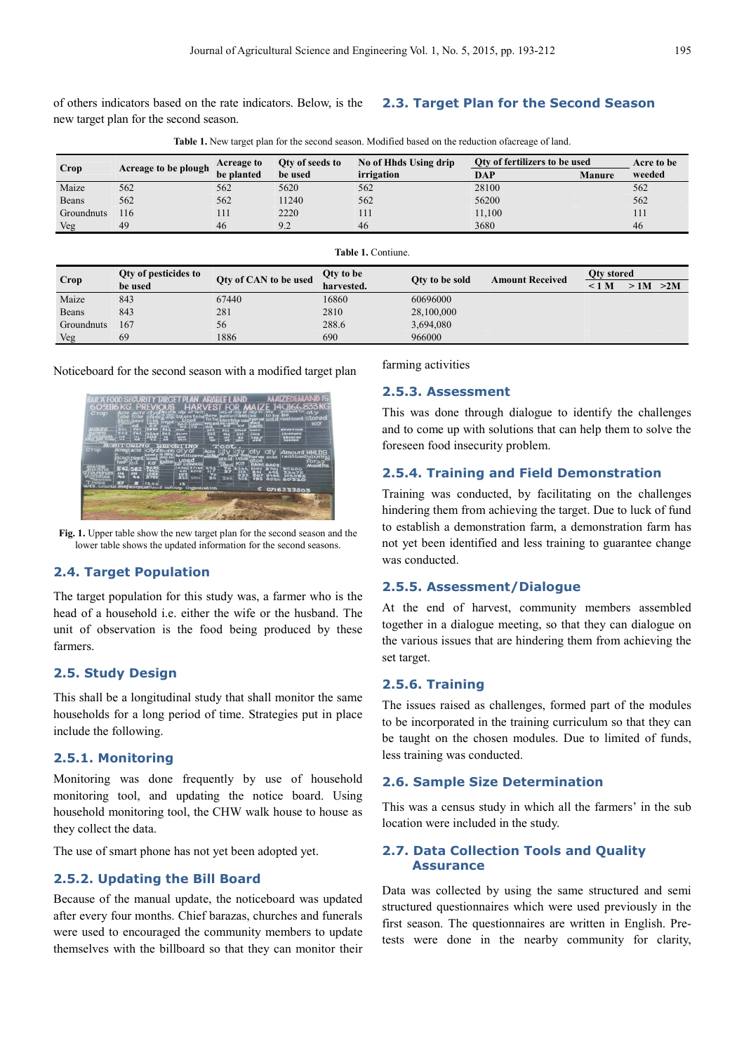of others indicators based on the rate indicators. Below, is the new target plan for the second season.

## 2.3. Target Plan for the Second Season

Table 1. New target plan for the second season. Modified based on the reduction ofacreage of land.

| Crop | Acreage to be plough | Acreage to be planted | Qty of seeds to be used | No of Hhds Using drip irrigation | Qty of fertilizers to be used | | Acre to be weeded |
|---|---|---|---|---|---|---|---|
| | | | | | DAP | Manure | |
| Maize | 562 | 562 | 5620 | 562 | 28100 | | 562 |
| Beans | 562 | 562 | 11240 | 562 | 56200 | | 562 |
| Groundnuts | 116 | 111 | 2220 | 111 | 11,100 | | 111 |
| Veg | 49 | 46 | 9.2 | 46 | 3680 | | 46 |

Table 1. Contiune.

| Crop | Qty of pesticides to be used | Qty of CAN to be used | Qty to be harvested. | Qty to be sold | Amount Received | Qty stored | | |
|---|---|---|---|---|---|---|---|---|
| | | | | | | < 1 M | > 1M | >2M |
| Maize | 843 | 67440 | 16860 | 60696000 | | | | |
| Beans | 843 | 281 | 2810 | 28,100,000 | | | | |
| Groundnuts | 167 | 56 | 288.6 | 3,694,080 | | | | |
| Veg | 69 | 1886 | 690 | 966000 | | | | |

Noticeboard for the second season with a modified target plan

Fig. 1. Upper table show the new target plan for the second season and the lower table shows the updated information for the second seasons.

## 2.4. Target Population

The target population for this study was, a farmer who is the head of a household i.e. either the wife or the husband. The unit of observation is the food being produced by these farmers.

## 2.5. Study Design

This shall be a longitudinal study that shall monitor the same households for a long period of time. Strategies put in place include the following.

### 2.5.1. Monitoring

Monitoring was done frequently by use of household monitoring tool, and updating the notice board. Using household monitoring tool, the CHW walk house to house as they collect the data.

The use of smart phone has not yet been adopted yet.

### 2.5.2. Updating the Bill Board

Because of the manual update, the noticeboard was updated after every four months. Chief barazas, churches and funerals were used to encouraged the community members to update themselves with the billboard so that they can monitor their farming activities

### 2.5.3. Assessment

This was done through dialogue to identify the challenges and to come up with solutions that can help them to solve the foreseen food insecurity problem.

### 2.5.4. Training and Field Demonstration

Training was conducted, by facilitating on the challenges hindering them from achieving the target. Due to luck of fund to establish a demonstration farm, a demonstration farm has not yet been identified and less training to guarantee change was conducted.

### 2.5.5. Assessment/Dialogue

At the end of harvest, community members assembled together in a dialogue meeting, so that they can dialogue on the various issues that are hindering them from achieving the set target.

### 2.5.6. Training

The issues raised as challenges, formed part of the modules to be incorporated in the training curriculum so that they can be taught on the chosen modules. Due to limited of funds, less training was conducted.

## 2.6. Sample Size Determination

This was a census study in which all the farmers' in the sub location were included in the study.

## 2.7. Data Collection Tools and Quality Assurance

Data was collected by using the same structured and semi structured questionnaires which were used previously in the first season. The questionnaires are written in English. Pre-tests were done in the nearby community for clarity,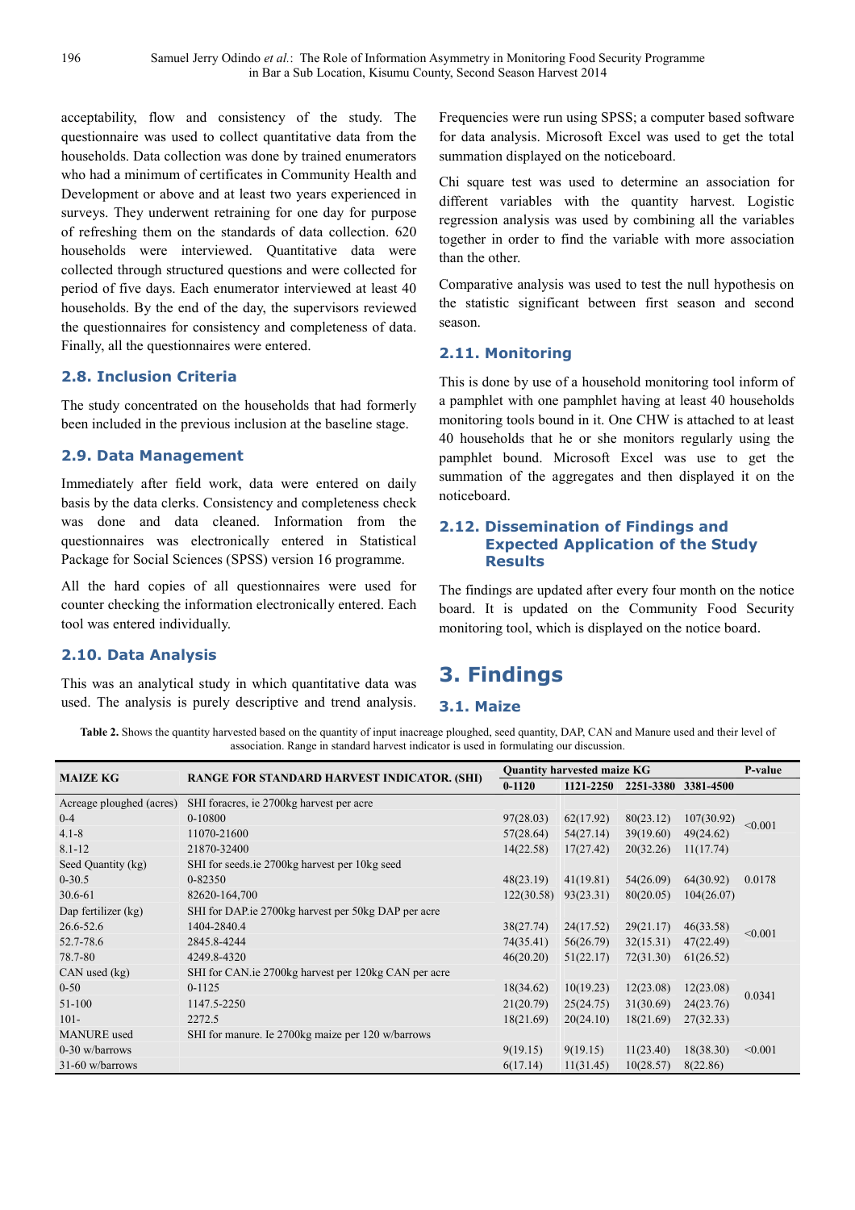acceptability, flow and consistency of the study. The questionnaire was used to collect quantitative data from the households. Data collection was done by trained enumerators who had a minimum of certificates in Community Health and Development or above and at least two years experienced in surveys. They underwent retraining for one day for purpose of refreshing them on the standards of data collection. 620 households were interviewed. Quantitative data were collected through structured questions and were collected for period of five days. Each enumerator interviewed at least 40 households. By the end of the day, the supervisors reviewed the questionnaires for consistency and completeness of data. Finally, all the questionnaires were entered.

### 2.8. Inclusion Criteria

The study concentrated on the households that had formerly been included in the previous inclusion at the baseline stage.

### 2.9. Data Management

Immediately after field work, data were entered on daily basis by the data clerks. Consistency and completeness check was done and data cleaned. Information from the questionnaires was electronically entered in Statistical Package for Social Sciences (SPSS) version 16 programme.

All the hard copies of all questionnaires were used for counter checking the information electronically entered. Each tool was entered individually.

### 2.10. Data Analysis

This was an analytical study in which quantitative data was used. The analysis is purely descriptive and trend analysis. Frequencies were run using SPSS; a computer based software for data analysis. Microsoft Excel was used to get the total summation displayed on the noticeboard.

Chi square test was used to determine an association for different variables with the quantity harvest. Logistic regression analysis was used by combining all the variables together in order to find the variable with more association than the other.

Comparative analysis was used to test the null hypothesis on the statistic significant between first season and second season.

### 2.11. Monitoring

This is done by use of a household monitoring tool inform of a pamphlet with one pamphlet having at least 40 households monitoring tools bound in it. One CHW is attached to at least 40 households that he or she monitors regularly using the pamphlet bound. Microsoft Excel was use to get the summation of the aggregates and then displayed it on the noticeboard.

### 2.12. Dissemination of Findings and Expected Application of the Study Results

The findings are updated after every four month on the notice board. It is updated on the Community Food Security monitoring tool, which is displayed on the notice board.

## 3. Findings

### 3.1. Maize

**Table 2.** Shows the quantity harvested based on the quantity of input inacreage ploughed, seed quantity, DAP, CAN and Manure used and their level of association. Range in standard harvest indicator is used in formulating our discussion.

| MAIZE KG | RANGE FOR STANDARD HARVEST INDICATOR. (SHI) | Quantity harvested maize KG | | | | P-value |
|---|---|---|---|---|---|---|
| | | 0-1120 | 1121-2250 | 2251-3380 | 3381-4500 | |
| Acreage ploughed (acres) | SHI foracres, ie 2700kg harvest per acre | | | | | |
| 0-4 | 0-10800 | 97(28.03) | 62(17.92) | 80(23.12) | 107(30.92) | <0.001 |
| 4.1-8 | 11070-21600 | 57(28.64) | 54(27.14) | 39(19.60) | 49(24.62) | |
| 8.1-12 | 21870-32400 | 14(22.58) | 17(27.42) | 20(32.26) | 11(17.74) | |
| Seed Quantity (kg) | SHI for seeds.ie 2700kg harvest per 10kg seed | | | | | |
| 0-30.5 | 0-82350 | 48(23.19) | 41(19.81) | 54(26.09) | 64(30.92) | 0.0178 |
| 30.6-61 | 82620-164,700 | 122(30.58) | 93(23.31) | 80(20.05) | 104(26.07) | |
| Dap fertilizer (kg) | SHI for DAP.ie 2700kg harvest per 50kg DAP per acre | | | | | |
| 26.6-52.6 | 1404-2840.4 | 38(27.74) | 24(17.52) | 29(21.17) | 46(33.58) | <0.001 |
| 52.7-78.6 | 2845.8-4244 | 74(35.41) | 56(26.79) | 32(15.31) | 47(22.49) | |
| 78.7-80 | 4249.8-4320 | 46(20.20) | 51(22.17) | 72(31.30) | 61(26.52) | |
| CAN used (kg) | SHI for CAN.ie 2700kg harvest per 120kg CAN per acre | | | | | |
| 0-50 | 0-1125 | 18(34.62) | 10(19.23) | 12(23.08) | 12(23.08) | 0.0341 |
| 51-100 | 1147.5-2250 | 21(20.79) | 25(24.75) | 31(30.69) | 24(23.76) | |
| 101- | 2272.5 | 18(21.69) | 20(24.10) | 18(21.69) | 27(32.33) | |
| MANURE used | SHI for manure. Ie 2700kg maize per 120 w/barrows | | | | | |
| 0-30 w/barrows | | 9(19.15) | 9(19.15) | 11(23.40) | 18(38.30) | <0.001 |
| 31-60 w/barrows | | 6(17.14) | 11(31.45) | 10(28.57) | 8(22.86) | |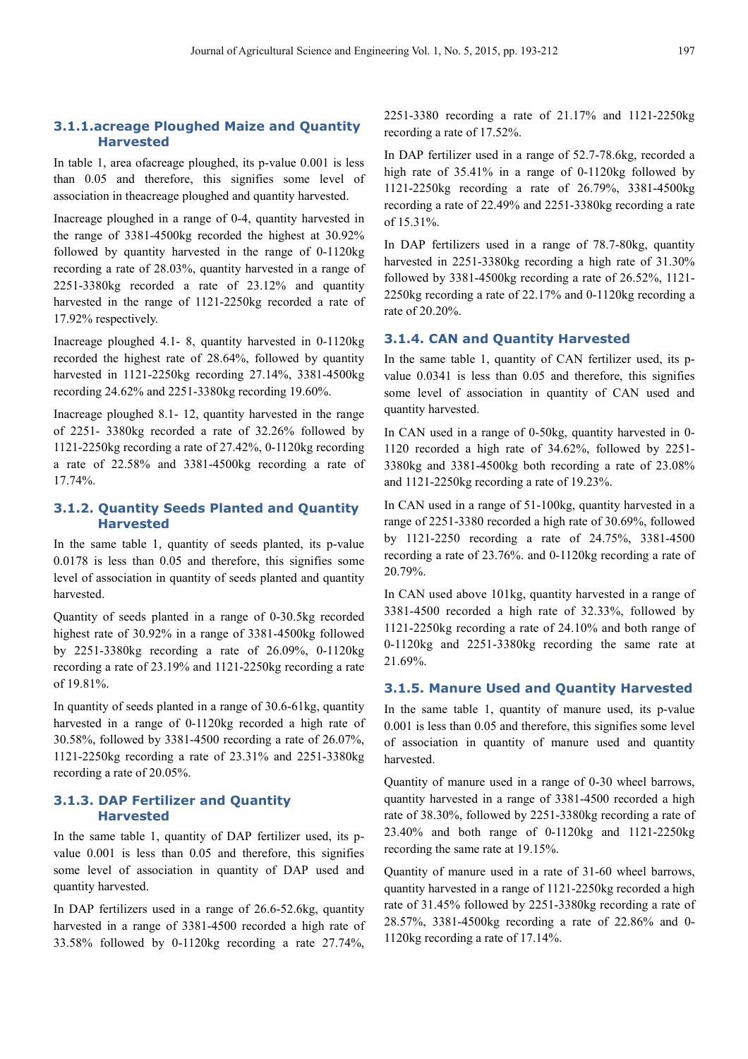### 3.1.1.acreage Ploughed Maize and Quantity Harvested

In table 1, area ofacreage ploughed, its p-value 0.001 is less than 0.05 and therefore, this signifies some level of association in theacreage ploughed and quantity harvested.

Inacreage ploughed in a range of 0-4, quantity harvested in the range of 3381-4500kg recorded the highest at 30.92% followed by quantity harvested in the range of 0-1120kg recording a rate of 28.03%, quantity harvested in a range of 2251-3380kg recorded a rate of 23.12% and quantity harvested in the range of 1121-2250kg recorded a rate of 17.92% respectively.

Inacreage ploughed 4.1- 8, quantity harvested in 0-1120kg recorded the highest rate of 28.64%, followed by quantity harvested in 1121-2250kg recording 27.14%, 3381-4500kg recording 24.62% and 2251-3380kg recording 19.60%.

Inacreage ploughed 8.1- 12, quantity harvested in the range of 2251- 3380kg recorded a rate of 32.26% followed by 1121-2250kg recording a rate of 27.42%, 0-1120kg recording a rate of 22.58% and 3381-4500kg recording a rate of 17.74%.

### 3.1.2. Quantity Seeds Planted and Quantity Harvested

In the same table 1, quantity of seeds planted, its p-value 0.0178 is less than 0.05 and therefore, this signifies some level of association in quantity of seeds planted and quantity harvested.

Quantity of seeds planted in a range of 0-30.5kg recorded highest rate of 30.92% in a range of 3381-4500kg followed by 2251-3380kg recording a rate of 26.09%, 0-1120kg recording a rate of 23.19% and 1121-2250kg recording a rate of 19.81%.

In quantity of seeds planted in a range of 30.6-61kg, quantity harvested in a range of 0-1120kg recorded a high rate of 30.58%, followed by 3381-4500 recording a rate of 26.07%, 1121-2250kg recording a rate of 23.31% and 2251-3380kg recording a rate of 20.05%.

### 3.1.3. DAP Fertilizer and Quantity Harvested

In the same table 1, quantity of DAP fertilizer used, its p-value 0.001 is less than 0.05 and therefore, this signifies some level of association in quantity of DAP used and quantity harvested.

In DAP fertilizers used in a range of 26.6-52.6kg, quantity harvested in a range of 3381-4500 recorded a high rate of 33.58% followed by 0-1120kg recording a rate 27.74%, 2251-3380 recording a rate of 21.17% and 1121-2250kg recording a rate of 17.52%.

In DAP fertilizer used in a range of 52.7-78.6kg, recorded a high rate of 35.41% in a range of 0-1120kg followed by 1121-2250kg recording a rate of 26.79%, 3381-4500kg recording a rate of 22.49% and 2251-3380kg recording a rate of 15.31%.

In DAP fertilizers used in a range of 78.7-80kg, quantity harvested in 2251-3380kg recording a high rate of 31.30% followed by 3381-4500kg recording a rate of 26.52%, 1121-2250kg recording a rate of 22.17% and 0-1120kg recording a rate of 20.20%.

### 3.1.4. CAN and Quantity Harvested

In the same table 1, quantity of CAN fertilizer used, its p-value 0.0341 is less than 0.05 and therefore, this signifies some level of association in quantity of CAN used and quantity harvested.

In CAN used in a range of 0-50kg, quantity harvested in 0-1120 recorded a high rate of 34.62%, followed by 2251-3380kg and 3381-4500kg both recording a rate of 23.08% and 1121-2250kg recording a rate of 19.23%.

In CAN used in a range of 51-100kg, quantity harvested in a range of 2251-3380 recorded a high rate of 30.69%, followed by 1121-2250 recording a rate of 24.75%, 3381-4500 recording a rate of 23.76%. and 0-1120kg recording a rate of 20.79%.

In CAN used above 101kg, quantity harvested in a range of 3381-4500 recorded a high rate of 32.33%, followed by 1121-2250kg recording a rate of 24.10% and both range of 0-1120kg and 2251-3380kg recording the same rate at 21.69%.

### 3.1.5. Manure Used and Quantity Harvested

In the same table 1, quantity of manure used, its p-value 0.001 is less than 0.05 and therefore, this signifies some level of association in quantity of manure used and quantity harvested.

Quantity of manure used in a range of 0-30 wheel barrows, quantity harvested in a range of 3381-4500 recorded a high rate of 38.30%, followed by 2251-3380kg recording a rate of 23.40% and both range of 0-1120kg and 1121-2250kg recording the same rate at 19.15%.

Quantity of manure used in a rate of 31-60 wheel barrows, quantity harvested in a range of 1121-2250kg recorded a high rate of 31.45% followed by 2251-3380kg recording a rate of 28.57%, 3381-4500kg recording a rate of 22.86% and 0-1120kg recording a rate of 17.14%.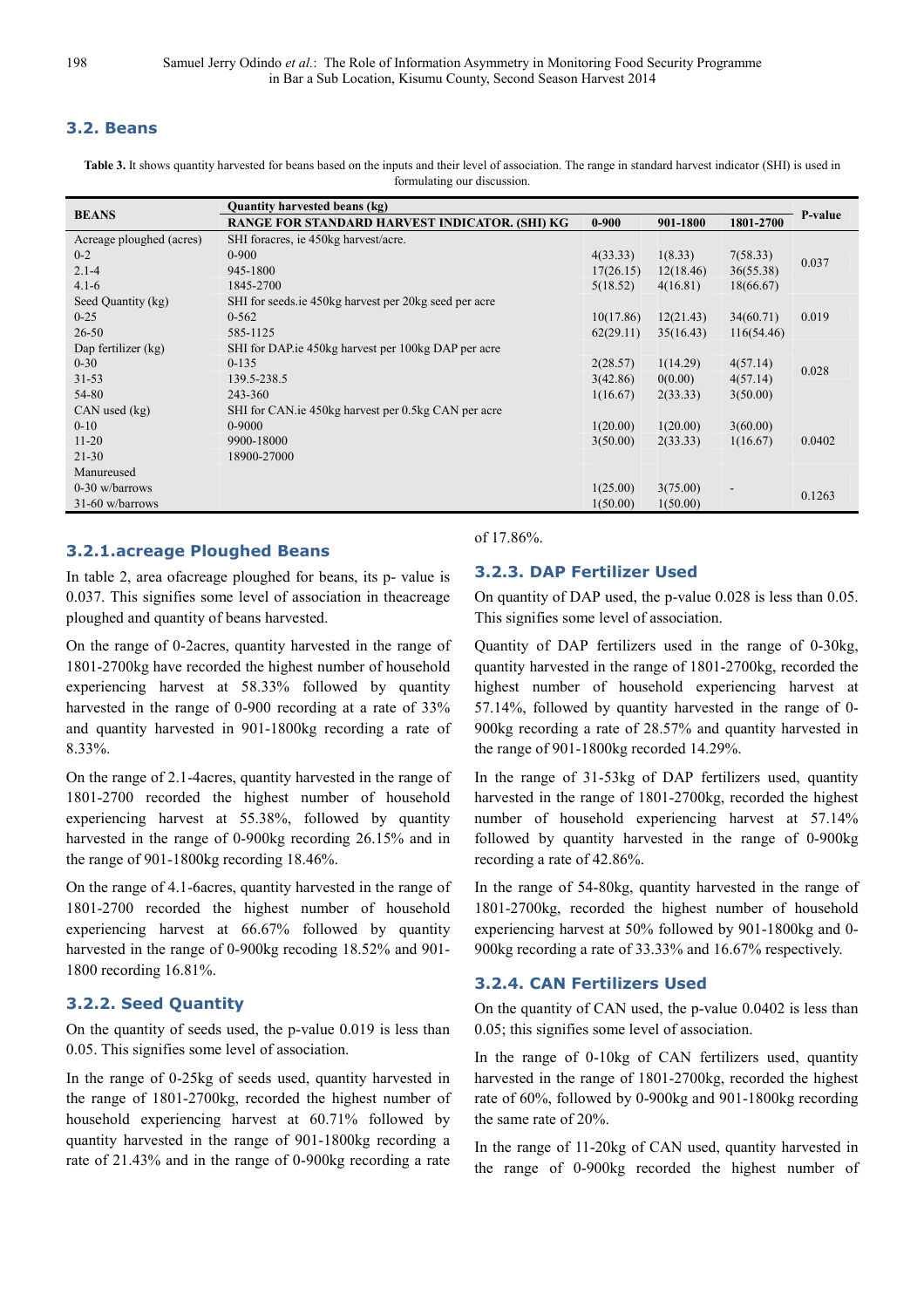### 3.2. Beans

**Table 3.** It shows quantity harvested for beans based on the inputs and their level of association. The range in standard harvest indicator (SHI) is used in formulating our discussion.

| BEANS | Quantity harvested beans (kg) | | | | P-value |
|---|---|---|---|---|---|
| | RANGE FOR STANDARD HARVEST INDICATOR. (SHI) KG | 0-900 | 901-1800 | 1801-2700 | |
| Acreage ploughed (acres) | SHI foracres, ie 450kg harvest/acre. | | | | |
| 0-2 | 0-900 | 4(33.33) | 1(8.33) | 7(58.33) | 0.037 |
| 2.1-4 | 945-1800 | 17(26.15) | 12(18.46) | 36(55.38) | |
| 4.1-6 | 1845-2700 | 5(18.52) | 4(16.81) | 18(66.67) | |
| Seed Quantity (kg) | SHI for seeds.ie 450kg harvest per 20kg seed per acre | | | | |
| 0-25 | 0-562 | 10(17.86) | 12(21.43) | 34(60.71) | 0.019 |
| 26-50 | 585-1125 | 62(29.11) | 35(16.43) | 116(54.46) | |
| Dap fertilizer (kg) | SHI for DAP.ie 450kg harvest per 100kg DAP per acre | | | | |
| 0-30 | 0-135 | 2(28.57) | 1(14.29) | 4(57.14) | 0.028 |
| 31-53 | 139.5-238.5 | 3(42.86) | 0(0.00) | 4(57.14) | |
| 54-80 | 243-360 | 1(16.67) | 2(33.33) | 3(50.00) | |
| CAN used (kg) | SHI for CAN.ie 450kg harvest per 0.5kg CAN per acre | | | | |
| 0-10 | 0-9000 | 1(20.00) | 1(20.00) | 3(60.00) | |
| 11-20 | 9900-18000 | 3(50.00) | 2(33.33) | 1(16.67) | 0.0402 |
| 21-30 | 18900-27000 | | | | |
| Manureused | | | | | |
| 0-30 w/barrows | | 1(25.00) | 3(75.00) | - | 0.1263 |
| 31-60 w/barrows | | 1(50.00) | 1(50.00) | | |

#### 3.2.1.acreage Ploughed Beans

In table 2, area ofacreage ploughed for beans, its p- value is 0.037. This signifies some level of association in theacreage ploughed and quantity of beans harvested.

On the range of 0-2acres, quantity harvested in the range of 1801-2700kg have recorded the highest number of household experiencing harvest at 58.33% followed by quantity harvested in the range of 0-900 recording at a rate of 33% and quantity harvested in 901-1800kg recording a rate of 8.33%.

On the range of 2.1-4acres, quantity harvested in the range of 1801-2700 recorded the highest number of household experiencing harvest at 55.38%, followed by quantity harvested in the range of 0-900kg recording 26.15% and in the range of 901-1800kg recording 18.46%.

On the range of 4.1-6acres, quantity harvested in the range of 1801-2700 recorded the highest number of household experiencing harvest at 66.67% followed by quantity harvested in the range of 0-900kg recoding 18.52% and 901-1800 recording 16.81%.

#### 3.2.2. Seed Quantity

On the quantity of seeds used, the p-value 0.019 is less than 0.05. This signifies some level of association.

In the range of 0-25kg of seeds used, quantity harvested in the range of 1801-2700kg, recorded the highest number of household experiencing harvest at 60.71% followed by quantity harvested in the range of 901-1800kg recording a rate of 21.43% and in the range of 0-900kg recording a rate of 17.86%.

#### 3.2.3. DAP Fertilizer Used

On quantity of DAP used, the p-value 0.028 is less than 0.05. This signifies some level of association.

Quantity of DAP fertilizers used in the range of 0-30kg, quantity harvested in the range of 1801-2700kg, recorded the highest number of household experiencing harvest at 57.14%, followed by quantity harvested in the range of 0-900kg recording a rate of 28.57% and quantity harvested in the range of 901-1800kg recorded 14.29%.

In the range of 31-53kg of DAP fertilizers used, quantity harvested in the range of 1801-2700kg, recorded the highest number of household experiencing harvest at 57.14% followed by quantity harvested in the range of 0-900kg recording a rate of 42.86%.

In the range of 54-80kg, quantity harvested in the range of 1801-2700kg, recorded the highest number of household experiencing harvest at 50% followed by 901-1800kg and 0-900kg recording a rate of 33.33% and 16.67% respectively.

#### 3.2.4. CAN Fertilizers Used

On the quantity of CAN used, the p-value 0.0402 is less than 0.05; this signifies some level of association.

In the range of 0-10kg of CAN fertilizers used, quantity harvested in the range of 1801-2700kg, recorded the highest rate of 60%, followed by 0-900kg and 901-1800kg recording the same rate of 20%.

In the range of 11-20kg of CAN used, quantity harvested in the range of 0-900kg recorded the highest number of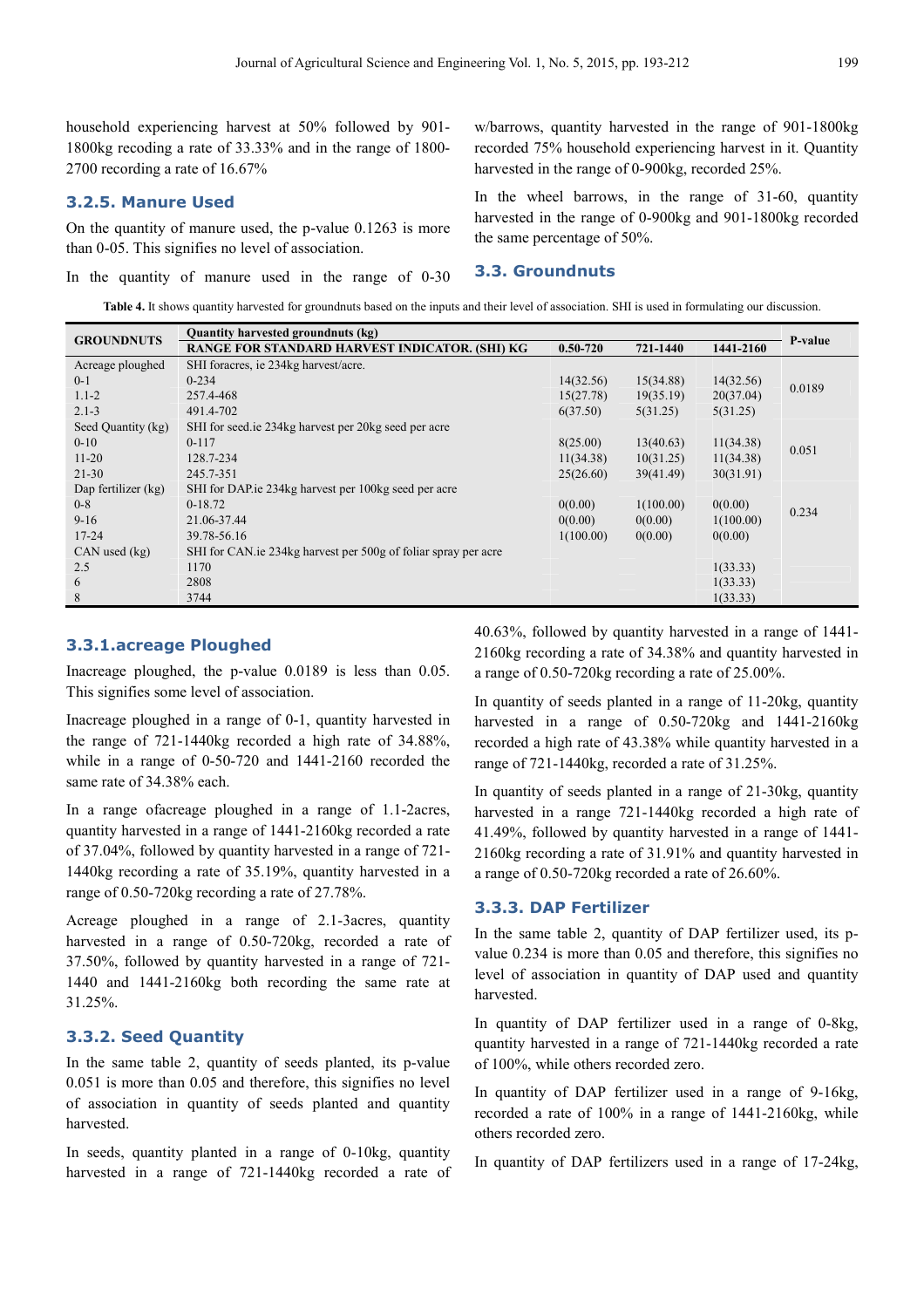household experiencing harvest at 50% followed by 901-1800kg recoding a rate of 33.33% and in the range of 1800-2700 recording a rate of 16.67%

### 3.2.5. Manure Used

On the quantity of manure used, the p-value 0.1263 is more than 0-05. This signifies no level of association.

In the quantity of manure used in the range of 0-30 w/barrows, quantity harvested in the range of 901-1800kg recorded 75% household experiencing harvest in it. Quantity harvested in the range of 0-900kg, recorded 25%.

In the wheel barrows, in the range of 31-60, quantity harvested in the range of 0-900kg and 901-1800kg recorded the same percentage of 50%.

## 3.3. Groundnuts

**Table 4.** It shows quantity harvested for groundnuts based on the inputs and their level of association. SHI is used in formulating our discussion.

| GROUNDNUTS | Quantity harvested groundnuts (kg) | | | | P-value |
|---|---|---|---|---|---|
| | RANGE FOR STANDARD HARVEST INDICATOR. (SHI) KG | 0.50-720 | 721-1440 | 1441-2160 | |
| Acreage ploughed | SHI foracres, ie 234kg harvest/acre. | | | | |
| 0-1 | 0-234 | 14(32.56) | 15(34.88) | 14(32.56) | 0.0189 |
| 1.1-2 | 257.4-468 | 15(27.78) | 19(35.19) | 20(37.04) | |
| 2.1-3 | 491.4-702 | 6(37.50) | 5(31.25) | 5(31.25) | |
| Seed Quantity (kg) | SHI for seed.ie 234kg harvest per 20kg seed per acre | | | | |
| 0-10 | 0-117 | 8(25.00) | 13(40.63) | 11(34.38) | 0.051 |
| 11-20 | 128.7-234 | 11(34.38) | 10(31.25) | 11(34.38) | |
| 21-30 | 245.7-351 | 25(26.60) | 39(41.49) | 30(31.91) | |
| Dap fertilizer (kg) | SHI for DAP.ie 234kg harvest per 100kg seed per acre | | | | |
| 0-8 | 0-18.72 | 0(0.00) | 1(100.00) | 0(0.00) | 0.234 |
| 9-16 | 21.06-37.44 | 0(0.00) | 0(0.00) | 1(100.00) | |
| 17-24 | 39.78-56.16 | 1(100.00) | 0(0.00) | 0(0.00) | |
| CAN used (kg) | SHI for CAN.ie 234kg harvest per 500g of foliar spray per acre | | | | |
| 2.5 | 1170 | | | 1(33.33) | |
| 6 | 2808 | | | 1(33.33) | |
| 8 | 3744 | | | 1(33.33) | |

### 3.3.1.acreage Ploughed

Inacreage ploughed, the p-value 0.0189 is less than 0.05. This signifies some level of association.

Inacreage ploughed in a range of 0-1, quantity harvested in the range of 721-1440kg recorded a high rate of 34.88%, while in a range of 0-50-720 and 1441-2160 recorded the same rate of 34.38% each.

In a range ofacreage ploughed in a range of 1.1-2acres, quantity harvested in a range of 1441-2160kg recorded a rate of 37.04%, followed by quantity harvested in a range of 721-1440kg recording a rate of 35.19%, quantity harvested in a range of 0.50-720kg recording a rate of 27.78%.

Acreage ploughed in a range of 2.1-3acres, quantity harvested in a range of 0.50-720kg, recorded a rate of 37.50%, followed by quantity harvested in a range of 721-1440 and 1441-2160kg both recording the same rate at 31.25%.

### 3.3.2. Seed Quantity

In the same table 2, quantity of seeds planted, its p-value 0.051 is more than 0.05 and therefore, this signifies no level of association in quantity of seeds planted and quantity harvested.

In seeds, quantity planted in a range of 0-10kg, quantity harvested in a range of 721-1440kg recorded a rate of 40.63%, followed by quantity harvested in a range of 1441-2160kg recording a rate of 34.38% and quantity harvested in a range of 0.50-720kg recording a rate of 25.00%.

In quantity of seeds planted in a range of 11-20kg, quantity harvested in a range of 0.50-720kg and 1441-2160kg recorded a high rate of 43.38% while quantity harvested in a range of 721-1440kg, recorded a rate of 31.25%.

In quantity of seeds planted in a range of 21-30kg, quantity harvested in a range 721-1440kg recorded a high rate of 41.49%, followed by quantity harvested in a range of 1441-2160kg recording a rate of 31.91% and quantity harvested in a range of 0.50-720kg recorded a rate of 26.60%.

### 3.3.3. DAP Fertilizer

In the same table 2, quantity of DAP fertilizer used, its p-value 0.234 is more than 0.05 and therefore, this signifies no level of association in quantity of DAP used and quantity harvested.

In quantity of DAP fertilizer used in a range of 0-8kg, quantity harvested in a range of 721-1440kg recorded a rate of 100%, while others recorded zero.

In quantity of DAP fertilizer used in a range of 9-16kg, recorded a rate of 100% in a range of 1441-2160kg, while others recorded zero.

In quantity of DAP fertilizers used in a range of 17-24kg,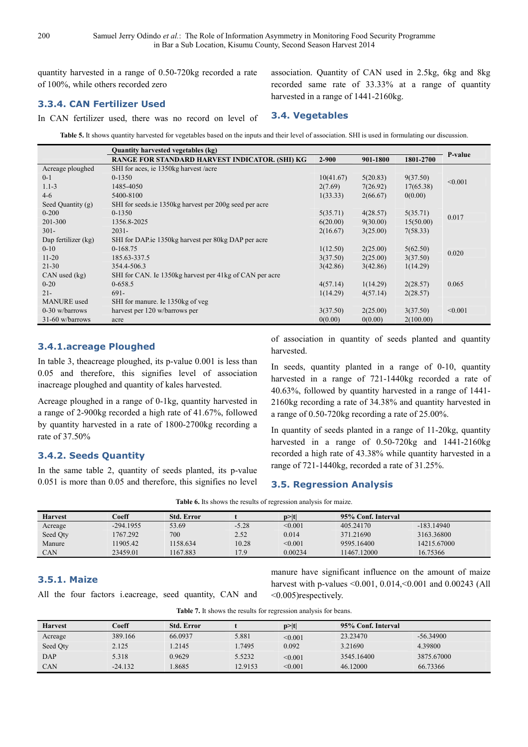quantity harvested in a range of 0.50-720kg recorded a rate of 100%, while others recorded zero

### 3.3.4. CAN Fertilizer Used

In CAN fertilizer used, there was no record on level of association. Quantity of CAN used in 2.5kg, 6kg and 8kg recorded same rate of 33.33% at a range of quantity harvested in a range of 1441-2160kg.

## 3.4. Vegetables

**Table 5.** It shows quantity harvested for vegetables based on the inputs and their level of association. SHI is used in formulating our discussion.

| | Quantity harvested vegetables (kg) | | | | P-value |
|---|---|---|---|---|---|
| | RANGE FOR STANDARD HARVEST INDICATOR. (SHI) KG | 2-900 | 901-1800 | 1801-2700 | |
| Acreage ploughed | SHI for aces, ie 1350kg harvest /acre | | | | |
| 0-1 | 0-1350 | 10(41.67) | 5(20.83) | 9(37.50) | <0.001 |
| 1.1-3 | 1485-4050 | 2(7.69) | 7(26.92) | 17(65.38) | |
| 4-6 | 5400-8100 | 1(33.33) | 2(66.67) | 0(0.00) | |
| Seed Quantity (g) | SHI for seeds.ie 1350kg harvest per 200g seed per acre | | | | |
| 0-200 | 0-1350 | 5(35.71) | 4(28.57) | 5(35.71) | 0.017 |
| 201-300 | 1356.8-2025 | 6(20.00) | 9(30.00) | 15(50.00) | |
| 301- | 2031- | 2(16.67) | 3(25.00) | 7(58.33) | |
| Dap fertilizer (kg) | SHI for DAP.ie 1350kg harvest per 80kg DAP per acre | | | | |
| 0-10 | 0-168.75 | 1(12.50) | 2(25.00) | 5(62.50) | 0.020 |
| 11-20 | 185.63-337.5 | 3(37.50) | 2(25.00) | 3(37.50) | |
| 21-30 | 354.4-506.3 | 3(42.86) | 3(42.86) | 1(14.29) | |
| CAN used (kg) | SHI for CAN. Ie 1350kg harvest per 41kg of CAN per acre | | | | |
| 0-20 | 0-658.5 | 4(57.14) | 1(14.29) | 2(28.57) | 0.065 |
| 21- | 691- | 1(14.29) | 4(57.14) | 2(28.57) | |
| MANURE used | SHI for manure. Ie 1350kg of veg | | | | |
| 0-30 w/barrows | harvest per 120 w/barrows per | 3(37.50) | 2(25.00) | 3(37.50) | <0.001 |
| 31-60 w/barrows | acre | 0(0.00) | 0(0.00) | 2(100.00) | |

### 3.4.1.acreage Ploughed

In table 3, theacreage ploughed, its p-value 0.001 is less than 0.05 and therefore, this signifies level of association inacreage ploughed and quantity of kales harvested.

Acreage ploughed in a range of 0-1kg, quantity harvested in a range of 2-900kg recorded a high rate of 41.67%, followed by quantity harvested in a rate of 1800-2700kg recording a rate of 37.50%

### 3.4.2. Seeds Quantity

In the same table 2, quantity of seeds planted, its p-value 0.051 is more than 0.05 and therefore, this signifies no level of association in quantity of seeds planted and quantity harvested.

In seeds, quantity planted in a range of 0-10, quantity harvested in a range of 721-1440kg recorded a rate of 40.63%, followed by quantity harvested in a range of 1441-2160kg recording a rate of 34.38% and quantity harvested in a range of 0.50-720kg recording a rate of 25.00%.

In quantity of seeds planted in a range of 11-20kg, quantity harvested in a range of 0.50-720kg and 1441-2160kg recorded a high rate of 43.38% while quantity harvested in a range of 721-1440kg, recorded a rate of 31.25%.

## 3.5. Regression Analysis

**Table 6.** Its shows the results of regression analysis for maize.

| Harvest | Coeff | Std. Error | t | p>\|t\| | 95% Conf. Interval | |
|---|---|---|---|---|---|---|
| Acreage | -294.1955 | 53.69 | -5.28 | <0.001 | 405.24170 | -183.14940 |
| Seed Qty | 1767.292 | 700 | 2.52 | 0.014 | 371.21690 | 3163.36800 |
| Manure | 11905.42 | 1158.634 | 10.28 | <0.001 | 9595.16400 | 14215.67000 |
| CAN | 23459.01 | 1167.883 | 17.9 | 0.00234 | 11467.12000 | 16.75366 |

### 3.5.1. Maize

All the four factors i.eacreage, seed quantity, CAN and manure have significant influence on the amount of maize harvest with p-values <0.001, 0.014,<0.001 and 0.00243 (All <0.005)respectively.

**Table 7.** It shows the results for regression analysis for beans.

| Harvest | Coeff | Std. Error | t | p>\|t\| | 95% Conf. Interval | |
|---|---|---|---|---|---|---|
| Acreage | 389.166 | 66.0937 | 5.881 | <0.001 | 23.23470 | -56.34900 |
| Seed Qty | 2.125 | 1.2145 | 1.7495 | 0.092 | 3.21690 | 4.39800 |
| DAP | 5.318 | 0.9629 | 5.5232 | <0.001 | 3545.16400 | 3875.67000 |
| CAN | -24.132 | 1.8685 | 12.9153 | <0.001 | 46.12000 | 66.73366 |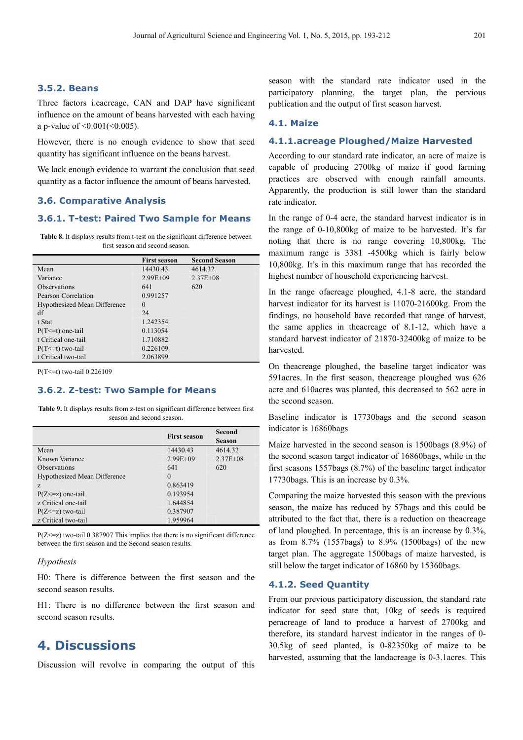### 3.5.2. Beans

Three factors i.eacreage, CAN and DAP have significant influence on the amount of beans harvested with each having a p-value of <0.001(<0.005).

However, there is no enough evidence to show that seed quantity has significant influence on the beans harvest.

We lack enough evidence to warrant the conclusion that seed quantity as a factor influence the amount of beans harvested.

## 3.6. Comparative Analysis

### 3.6.1. T-test: Paired Two Sample for Means

**Table 8.** It displays results from t-test on the significant difference between first season and second season.

| | First season | Second Season |
|---|---|---|
| Mean | 14430.43 | 4614.32 |
| Variance | 2.99E+09 | 2.37E+08 |
| Observations | 641 | 620 |
| Pearson Correlation | 0.991257 | |
| Hypothesized Mean Difference | 0 | |
| df | 24 | |
| t Stat | 1.242354 | |
| P(T<=t) one-tail | 0.113054 | |
| t Critical one-tail | 1.710882 | |
| P(T<=t) two-tail | 0.226109 | |
| t Critical two-tail | 2.063899 | |

P(T<=t) two-tail 0.226109

### 3.6.2. Z-test: Two Sample for Means

**Table 9.** It displays results from z-test on significant difference between first season and second season.

| | First season | Second Season |
|---|---|---|
| Mean | 14430.43 | 4614.32 |
| Known Variance | 2.99E+09 | 2.37E+08 |
| Observations | 641 | 620 |
| Hypothesized Mean Difference | 0 | |
| z | 0.863419 | |
| P(Z<=z) one-tail | 0.193954 | |
| z Critical one-tail | 1.644854 | |
| P(Z<=z) two-tail | 0.387907 | |
| z Critical two-tail | 1.959964 | |

P(Z<=z) two-tail 0.387907 This implies that there is no significant difference between the first season and the Second season results.

*Hypothesis*

H0: There is difference between the first season and the second season results.

H1: There is no difference between the first season and second season results.

# 4. Discussions

Discussion will revolve in comparing the output of this season with the standard rate indicator used in the participatory planning, the target plan, the pervious publication and the output of first season harvest.

## 4.1. Maize

### 4.1.1.acreage Ploughed/Maize Harvested

According to our standard rate indicator, an acre of maize is capable of producing 2700kg of maize if good farming practices are observed with enough rainfall amounts. Apparently, the production is still lower than the standard rate indicator.

In the range of 0-4 acre, the standard harvest indicator is in the range of 0-10,800kg of maize to be harvested. It's far noting that there is no range covering 10,800kg. The maximum range is 3381 -4500kg which is fairly below 10,800kg. It's in this maximum range that has recorded the highest number of household experiencing harvest.

In the range ofacreage ploughed, 4.1-8 acre, the standard harvest indicator for its harvest is 11070-21600kg. From the findings, no household have recorded that range of harvest, the same applies in theacreage of 8.1-12, which have a standard harvest indicator of 21870-32400kg of maize to be harvested.

On theacreage ploughed, the baseline target indicator was 591acres. In the first season, theacreage ploughed was 626 acre and 610acres was planted, this decreased to 562 acre in the second season.

Baseline indicator is 17730bags and the second season indicator is 16860bags

Maize harvested in the second season is 1500bags (8.9%) of the second season target indicator of 16860bags, while in the first seasons 1557bags (8.7%) of the baseline target indicator 17730bags. This is an increase by 0.3%.

Comparing the maize harvested this season with the previous season, the maize has reduced by 57bags and this could be attributed to the fact that, there is a reduction on theacreage of land ploughed. In percentage, this is an increase by 0.3%, as from 8.7% (1557bags) to 8.9% (1500bags) of the new target plan. The aggregate 1500bags of maize harvested, is still below the target indicator of 16860 by 15360bags.

### 4.1.2. Seed Quantity

From our previous participatory discussion, the standard rate indicator for seed state that, 10kg of seeds is required peracreage of land to produce a harvest of 2700kg and therefore, its standard harvest indicator in the ranges of 0-30.5kg of seed planted, is 0-82350kg of maize to be harvested, assuming that the landacreage is 0-3.1acres. This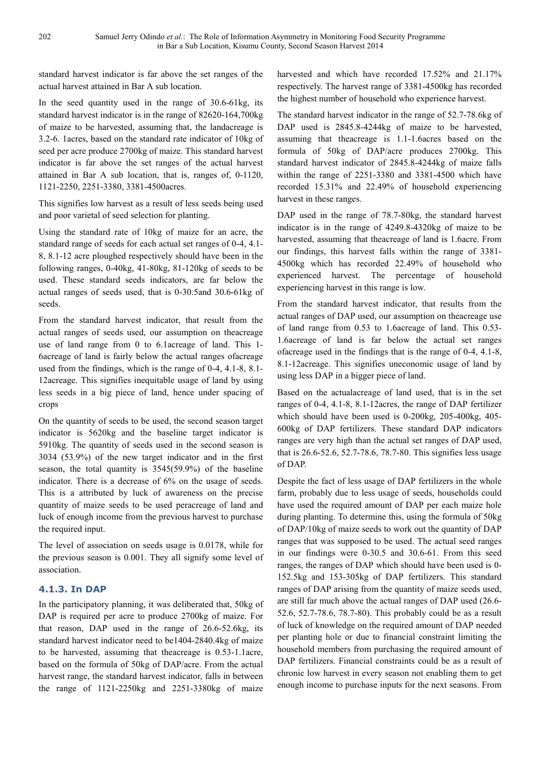standard harvest indicator is far above the set ranges of the actual harvest attained in Bar A sub location.

In the seed quantity used in the range of 30.6-61kg, its standard harvest indicator is in the range of 82620-164,700kg of maize to be harvested, assuming that, the landacreage is 3.2-6. 1acres, based on the standard rate indicator of 10kg of seed per acre produce 2700kg of maize. This standard harvest indicator is far above the set ranges of the actual harvest attained in Bar A sub location, that is, ranges of, 0-1120, 1121-2250, 2251-3380, 3381-4500acres.

This signifies low harvest as a result of less seeds being used and poor varietal of seed selection for planting.

Using the standard rate of 10kg of maize for an acre, the standard range of seeds for each actual set ranges of 0-4, 4.1-8, 8.1-12 acre ploughed respectively should have been in the following ranges, 0-40kg, 41-80kg, 81-120kg of seeds to be used. These standard seeds indicators, are far below the actual ranges of seeds used, that is 0-30.5and 30.6-61kg of seeds.

From the standard harvest indicator, that result from the actual ranges of seeds used, our assumption on theacreage use of land range from 0 to 6.1acreage of land. This 1-6acreage of land is fairly below the actual ranges ofacreage used from the findings, which is the range of 0-4, 4.1-8, 8.1-12acreage. This signifies inequitable usage of land by using less seeds in a big piece of land, hence under spacing of crops

On the quantity of seeds to be used, the second season target indicator is 5620kg and the baseline target indicator is 5910kg. The quantity of seeds used in the second season is 3034 (53.9%) of the new target indicator and in the first season, the total quantity is 3545(59.9%) of the baseline indicator. There is a decrease of 6% on the usage of seeds. This is a attributed by luck of awareness on the precise quantity of maize seeds to be used peracreage of land and luck of enough income from the previous harvest to purchase the required input.

The level of association on seeds usage is 0.0178, while for the previous season is 0.001. They all signify some level of association.

### 4.1.3. In DAP

In the participatory planning, it was deliberated that, 50kg of DAP is required per acre to produce 2700kg of maize. For that reason, DAP used in the range of 26.6-52.6kg, its standard harvest indicator need to be1404-2840.4kg of maize to be harvested, assuming that theacreage is 0.53-1.1acre, based on the formula of 50kg of DAP/acre. From the actual harvest range, the standard harvest indicator, falls in between the range of 1121-2250kg and 2251-3380kg of maize harvested and which have recorded 17.52% and 21.17% respectively. The harvest range of 3381-4500kg has recorded the highest number of household who experience harvest.

The standard harvest indicator in the range of 52.7-78.6kg of DAP used is 2845.8-4244kg of maize to be harvested, assuming that theacreage is 1.1-1.6acres based on the formula of 50kg of DAP/acre produces 2700kg. This standard harvest indicator of 2845.8-4244kg of maize falls within the range of 2251-3380 and 3381-4500 which have recorded 15.31% and 22.49% of household experiencing harvest in these ranges.

DAP used in the range of 78.7-80kg, the standard harvest indicator is in the range of 4249.8-4320kg of maize to be harvested, assuming that theacreage of land is 1.6acre. From our findings, this harvest falls within the range of 3381-4500kg which has recorded 22.49% of household who experienced harvest. The percentage of household experiencing harvest in this range is low.

From the standard harvest indicator, that results from the actual ranges of DAP used, our assumption on theacreage use of land range from 0.53 to 1.6acreage of land. This 0.53-1.6acreage of land is far below the actual set ranges ofacreage used in the findings that is the range of 0-4, 4.1-8, 8.1-12acreage. This signifies uneconomic usage of land by using less DAP in a bigger piece of land.

Based on the actualacreage of land used, that is in the set ranges of 0-4, 4.1-8, 8.1-12acres, the range of DAP fertilizer which should have been used is 0-200kg, 205-400kg, 405-600kg of DAP fertilizers. These standard DAP indicators ranges are very high than the actual set ranges of DAP used, that is 26.6-52.6, 52.7-78.6, 78.7-80. This signifies less usage of DAP.

Despite the fact of less usage of DAP fertilizers in the whole farm, probably due to less usage of seeds, households could have used the required amount of DAP per each maize hole during planting. To determine this, using the formula of 50kg of DAP/10kg of maize seeds to work out the quantity of DAP ranges that was supposed to be used. The actual seed ranges in our findings were 0-30.5 and 30.6-61. From this seed ranges, the ranges of DAP which should have been used is 0-152.5kg and 153-305kg of DAP fertilizers. This standard ranges of DAP arising from the quantity of maize seeds used, are still far much above the actual ranges of DAP used (26.6-52.6, 52.7-78.6, 78.7-80). This probably could be as a result of luck of knowledge on the required amount of DAP needed per planting hole or due to financial constraint limiting the household members from purchasing the required amount of DAP fertilizers. Financial constraints could be as a result of chronic low harvest in every season not enabling them to get enough income to purchase inputs for the next seasons. From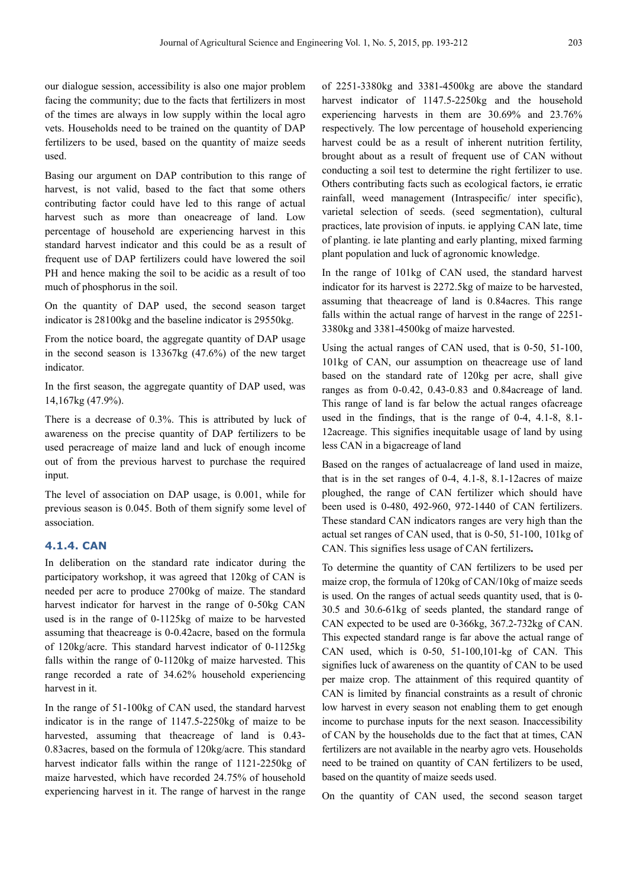our dialogue session, accessibility is also one major problem facing the community; due to the facts that fertilizers in most of the times are always in low supply within the local agro vets. Households need to be trained on the quantity of DAP fertilizers to be used, based on the quantity of maize seeds used.

Basing our argument on DAP contribution to this range of harvest, is not valid, based to the fact that some others contributing factor could have led to this range of actual harvest such as more than oneacreage of land. Low percentage of household are experiencing harvest in this standard harvest indicator and this could be as a result of frequent use of DAP fertilizers could have lowered the soil PH and hence making the soil to be acidic as a result of too much of phosphorus in the soil.

On the quantity of DAP used, the second season target indicator is 28100kg and the baseline indicator is 29550kg.

From the notice board, the aggregate quantity of DAP usage in the second season is 13367kg (47.6%) of the new target indicator.

In the first season, the aggregate quantity of DAP used, was 14,167kg (47.9%).

There is a decrease of 0.3%. This is attributed by luck of awareness on the precise quantity of DAP fertilizers to be used peracreage of maize land and luck of enough income out of from the previous harvest to purchase the required input.

The level of association on DAP usage, is 0.001, while for previous season is 0.045. Both of them signify some level of association.

### 4.1.4. CAN

In deliberation on the standard rate indicator during the participatory workshop, it was agreed that 120kg of CAN is needed per acre to produce 2700kg of maize. The standard harvest indicator for harvest in the range of 0-50kg CAN used is in the range of 0-1125kg of maize to be harvested assuming that theacreage is 0-0.42acre, based on the formula of 120kg/acre. This standard harvest indicator of 0-1125kg falls within the range of 0-1120kg of maize harvested. This range recorded a rate of 34.62% household experiencing harvest in it.

In the range of 51-100kg of CAN used, the standard harvest indicator is in the range of 1147.5-2250kg of maize to be harvested, assuming that theacreage of land is 0.43-0.83acres, based on the formula of 120kg/acre. This standard harvest indicator falls within the range of 1121-2250kg of maize harvested, which have recorded 24.75% of household experiencing harvest in it. The range of harvest in the range of 2251-3380kg and 3381-4500kg are above the standard harvest indicator of 1147.5-2250kg and the household experiencing harvests in them are 30.69% and 23.76% respectively. The low percentage of household experiencing harvest could be as a result of inherent nutrition fertility, brought about as a result of frequent use of CAN without conducting a soil test to determine the right fertilizer to use. Others contributing facts such as ecological factors, ie erratic rainfall, weed management (Intraspecific/ inter specific), varietal selection of seeds. (seed segmentation), cultural practices, late provision of inputs. ie applying CAN late, time of planting. ie late planting and early planting, mixed farming plant population and luck of agronomic knowledge.

In the range of 101kg of CAN used, the standard harvest indicator for its harvest is 2272.5kg of maize to be harvested, assuming that theacreage of land is 0.84acres. This range falls within the actual range of harvest in the range of 2251-3380kg and 3381-4500kg of maize harvested.

Using the actual ranges of CAN used, that is 0-50, 51-100, 101kg of CAN, our assumption on theacreage use of land based on the standard rate of 120kg per acre, shall give ranges as from 0-0.42, 0.43-0.83 and 0.84acreage of land. This range of land is far below the actual ranges ofacreage used in the findings, that is the range of 0-4, 4.1-8, 8.1-12acreage. This signifies inequitable usage of land by using less CAN in a bigacreage of land

Based on the ranges of actualacreage of land used in maize, that is in the set ranges of 0-4, 4.1-8, 8.1-12acres of maize ploughed, the range of CAN fertilizer which should have been used is 0-480, 492-960, 972-1440 of CAN fertilizers. These standard CAN indicators ranges are very high than the actual set ranges of CAN used, that is 0-50, 51-100, 101kg of CAN. This signifies less usage of CAN fertilizers**.**

To determine the quantity of CAN fertilizers to be used per maize crop, the formula of 120kg of CAN/10kg of maize seeds is used. On the ranges of actual seeds quantity used, that is 0-30.5 and 30.6-61kg of seeds planted, the standard range of CAN expected to be used are 0-366kg, 367.2-732kg of CAN. This expected standard range is far above the actual range of CAN used, which is 0-50, 51-100,101-kg of CAN. This signifies luck of awareness on the quantity of CAN to be used per maize crop. The attainment of this required quantity of CAN is limited by financial constraints as a result of chronic low harvest in every season not enabling them to get enough income to purchase inputs for the next season. Inaccessibility of CAN by the households due to the fact that at times, CAN fertilizers are not available in the nearby agro vets. Households need to be trained on quantity of CAN fertilizers to be used, based on the quantity of maize seeds used.

On the quantity of CAN used, the second season target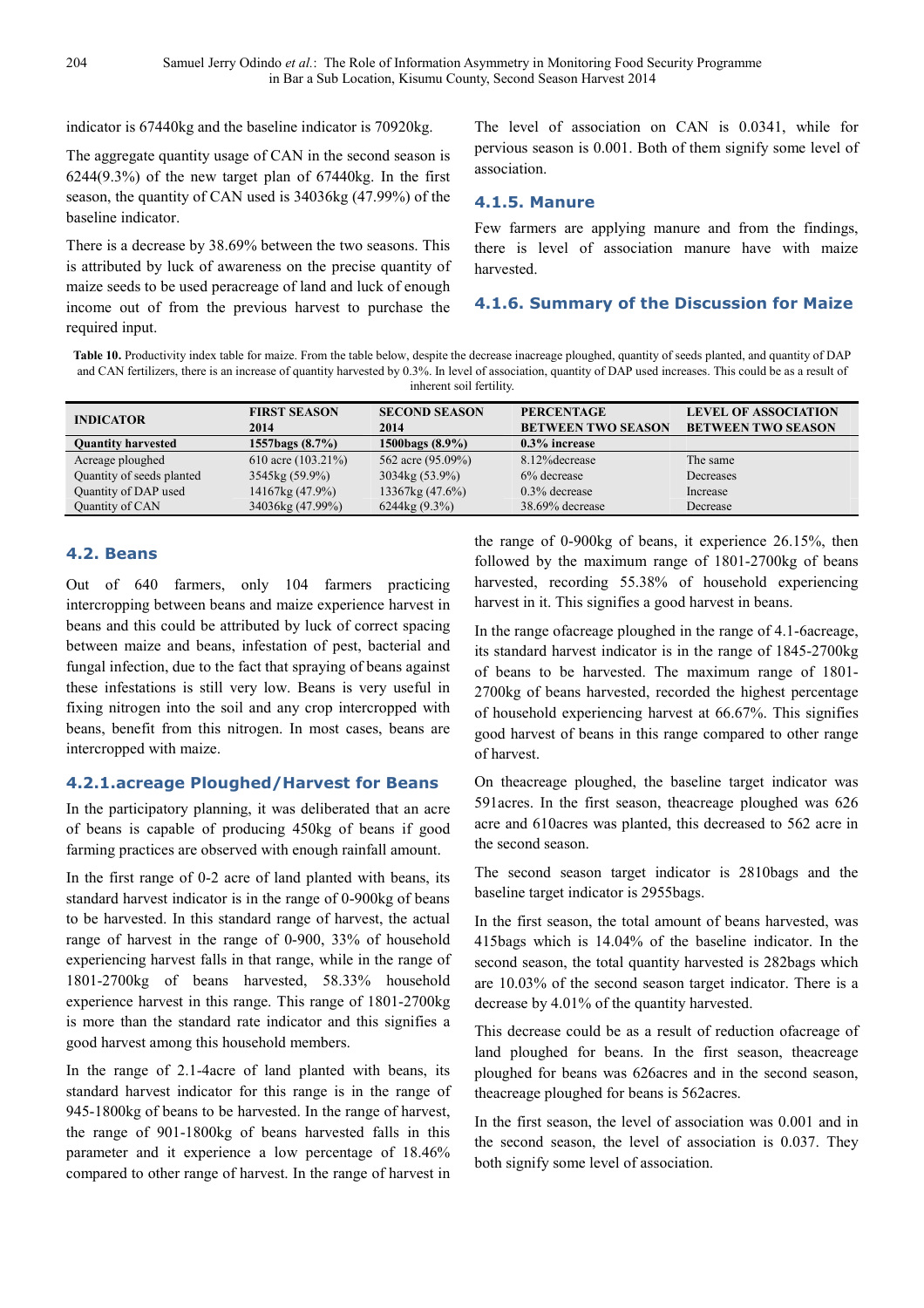indicator is 67440kg and the baseline indicator is 70920kg.

The aggregate quantity usage of CAN in the second season is 6244(9.3%) of the new target plan of 67440kg. In the first season, the quantity of CAN used is 34036kg (47.99%) of the baseline indicator.

There is a decrease by 38.69% between the two seasons. This is attributed by luck of awareness on the precise quantity of maize seeds to be used peracreage of land and luck of enough income out of from the previous harvest to purchase the required input.

The level of association on CAN is 0.0341, while for pervious season is 0.001. Both of them signify some level of association.

### 4.1.5. Manure

Few farmers are applying manure and from the findings, there is level of association manure have with maize harvested.

### 4.1.6. Summary of the Discussion for Maize

**Table 10.** Productivity index table for maize. From the table below, despite the decrease inacreage ploughed, quantity of seeds planted, and quantity of DAP and CAN fertilizers, there is an increase of quantity harvested by 0.3%. In level of association, quantity of DAP used increases. This could be as a result of inherent soil fertility.

| INDICATOR | FIRST SEASON 2014 | SECOND SEASON 2014 | PERCENTAGE BETWEEN TWO SEASON | LEVEL OF ASSOCIATION BETWEEN TWO SEASON |
|---|---|---|---|---|
| **Quantity harvested** | **1557bags (8.7%)** | **1500bags (8.9%)** | **0.3% increase** | |
| Acreage ploughed | 610 acre (103.21%) | 562 acre (95.09%) | 8.12%decrease | The same |
| Quantity of seeds planted | 3545kg (59.9%) | 3034kg (53.9%) | 6% decrease | Decreases |
| Quantity of DAP used | 14167kg (47.9%) | 13367kg (47.6%) | 0.3% decrease | Increase |
| Quantity of CAN | 34036kg (47.99%) | 6244kg (9.3%) | 38.69% decrease | Decrease |

## 4.2. Beans

Out of 640 farmers, only 104 farmers practicing intercropping between beans and maize experience harvest in beans and this could be attributed by luck of correct spacing between maize and beans, infestation of pest, bacterial and fungal infection, due to the fact that spraying of beans against these infestations is still very low. Beans is very useful in fixing nitrogen into the soil and any crop intercropped with beans, benefit from this nitrogen. In most cases, beans are intercropped with maize.

### 4.2.1.acreage Ploughed/Harvest for Beans

In the participatory planning, it was deliberated that an acre of beans is capable of producing 450kg of beans if good farming practices are observed with enough rainfall amount.

In the first range of 0-2 acre of land planted with beans, its standard harvest indicator is in the range of 0-900kg of beans to be harvested. In this standard range of harvest, the actual range of harvest in the range of 0-900, 33% of household experiencing harvest falls in that range, while in the range of 1801-2700kg of beans harvested, 58.33% household experience harvest in this range. This range of 1801-2700kg is more than the standard rate indicator and this signifies a good harvest among this household members.

In the range of 2.1-4acre of land planted with beans, its standard harvest indicator for this range is in the range of 945-1800kg of beans to be harvested. In the range of harvest, the range of 901-1800kg of beans harvested falls in this parameter and it experience a low percentage of 18.46% compared to other range of harvest. In the range of harvest in the range of 0-900kg of beans, it experience 26.15%, then followed by the maximum range of 1801-2700kg of beans harvested, recording 55.38% of household experiencing harvest in it. This signifies a good harvest in beans.

In the range ofacreage ploughed in the range of 4.1-6acreage, its standard harvest indicator is in the range of 1845-2700kg of beans to be harvested. The maximum range of 1801-2700kg of beans harvested, recorded the highest percentage of household experiencing harvest at 66.67%. This signifies good harvest of beans in this range compared to other range of harvest.

On theacreage ploughed, the baseline target indicator was 591acres. In the first season, theacreage ploughed was 626 acre and 610acres was planted, this decreased to 562 acre in the second season.

The second season target indicator is 2810bags and the baseline target indicator is 2955bags.

In the first season, the total amount of beans harvested, was 415bags which is 14.04% of the baseline indicator. In the second season, the total quantity harvested is 282bags which are 10.03% of the second season target indicator. There is a decrease by 4.01% of the quantity harvested.

This decrease could be as a result of reduction ofacreage of land ploughed for beans. In the first season, theacreage ploughed for beans was 626acres and in the second season, theacreage ploughed for beans is 562acres.

In the first season, the level of association was 0.001 and in the second season, the level of association is 0.037. They both signify some level of association.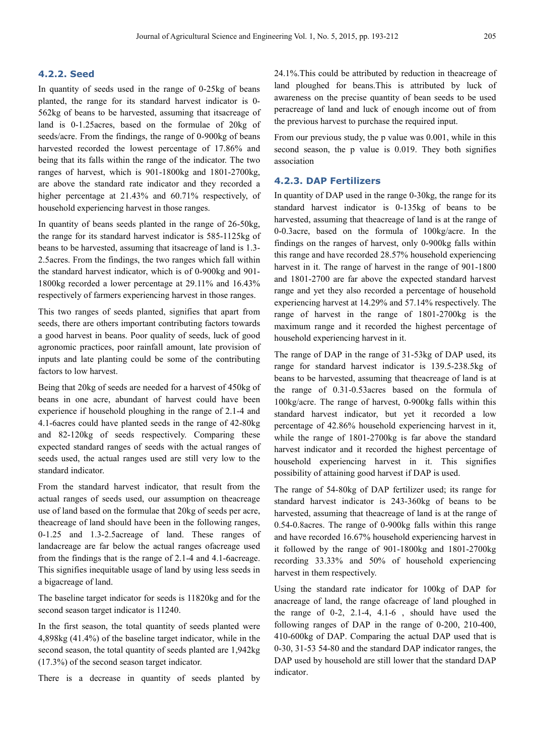### 4.2.2. Seed

In quantity of seeds used in the range of 0-25kg of beans planted, the range for its standard harvest indicator is 0-562kg of beans to be harvested, assuming that itsacreage of land is 0-1.25acres, based on the formulae of 20kg of seeds/acre. From the findings, the range of 0-900kg of beans harvested recorded the lowest percentage of 17.86% and being that its falls within the range of the indicator. The two ranges of harvest, which is 901-1800kg and 1801-2700kg, are above the standard rate indicator and they recorded a higher percentage at 21.43% and 60.71% respectively, of household experiencing harvest in those ranges.

In quantity of beans seeds planted in the range of 26-50kg, the range for its standard harvest indicator is 585-1125kg of beans to be harvested, assuming that itsacreage of land is 1.3-2.5acres. From the findings, the two ranges which fall within the standard harvest indicator, which is of 0-900kg and 901-1800kg recorded a lower percentage at 29.11% and 16.43% respectively of farmers experiencing harvest in those ranges.

This two ranges of seeds planted, signifies that apart from seeds, there are others important contributing factors towards a good harvest in beans. Poor quality of seeds, luck of good agronomic practices, poor rainfall amount, late provision of inputs and late planting could be some of the contributing factors to low harvest.

Being that 20kg of seeds are needed for a harvest of 450kg of beans in one acre, abundant of harvest could have been experience if household ploughing in the range of 2.1-4 and 4.1-6acres could have planted seeds in the range of 42-80kg and 82-120kg of seeds respectively. Comparing these expected standard ranges of seeds with the actual ranges of seeds used, the actual ranges used are still very low to the standard indicator.

From the standard harvest indicator, that result from the actual ranges of seeds used, our assumption on theacreage use of land based on the formulae that 20kg of seeds per acre, theacreage of land should have been in the following ranges, 0-1.25 and 1.3-2.5acreage of land. These ranges of landacreage are far below the actual ranges ofacreage used from the findings that is the range of 2.1-4 and 4.1-6acreage. This signifies inequitable usage of land by using less seeds in a bigacreage of land.

The baseline target indicator for seeds is 11820kg and for the second season target indicator is 11240.

In the first season, the total quantity of seeds planted were 4,898kg (41.4%) of the baseline target indicator, while in the second season, the total quantity of seeds planted are 1,942kg (17.3%) of the second season target indicator.

There is a decrease in quantity of seeds planted by 24.1%.This could be attributed by reduction in theacreage of land ploughed for beans.This is attributed by luck of awareness on the precise quantity of bean seeds to be used peracreage of land and luck of enough income out of from the previous harvest to purchase the required input.

From our previous study, the p value was 0.001, while in this second season, the p value is 0.019. They both signifies association

### 4.2.3. DAP Fertilizers

In quantity of DAP used in the range 0-30kg, the range for its standard harvest indicator is 0-135kg of beans to be harvested, assuming that theacreage of land is at the range of 0-0.3acre, based on the formula of 100kg/acre. In the findings on the ranges of harvest, only 0-900kg falls within this range and have recorded 28.57% household experiencing harvest in it. The range of harvest in the range of 901-1800 and 1801-2700 are far above the expected standard harvest range and yet they also recorded a percentage of household experiencing harvest at 14.29% and 57.14% respectively. The range of harvest in the range of 1801-2700kg is the maximum range and it recorded the highest percentage of household experiencing harvest in it.

The range of DAP in the range of 31-53kg of DAP used, its range for standard harvest indicator is 139.5-238.5kg of beans to be harvested, assuming that theacreage of land is at the range of 0.31-0.53acres based on the formula of 100kg/acre. The range of harvest, 0-900kg falls within this standard harvest indicator, but yet it recorded a low percentage of 42.86% household experiencing harvest in it, while the range of 1801-2700kg is far above the standard harvest indicator and it recorded the highest percentage of household experiencing harvest in it. This signifies possibility of attaining good harvest if DAP is used.

The range of 54-80kg of DAP fertilizer used; its range for standard harvest indicator is 243-360kg of beans to be harvested, assuming that theacreage of land is at the range of 0.54-0.8acres. The range of 0-900kg falls within this range and have recorded 16.67% household experiencing harvest in it followed by the range of 901-1800kg and 1801-2700kg recording 33.33% and 50% of household experiencing harvest in them respectively.

Using the standard rate indicator for 100kg of DAP for anacreage of land, the range ofacreage of land ploughed in the range of 0-2, 2.1-4, 4.1-6 , should have used the following ranges of DAP in the range of 0-200, 210-400, 410-600kg of DAP. Comparing the actual DAP used that is 0-30, 31-53 54-80 and the standard DAP indicator ranges, the DAP used by household are still lower that the standard DAP indicator.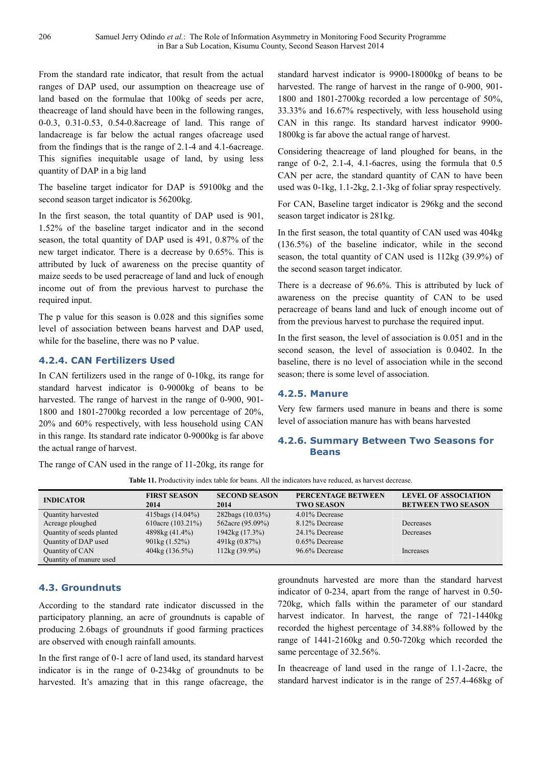From the standard rate indicator, that result from the actual ranges of DAP used, our assumption on theacreage use of land based on the formulae that 100kg of seeds per acre, theacreage of land should have been in the following ranges, 0-0.3, 0.31-0.53, 0.54-0.8acreage of land. This range of landacreage is far below the actual ranges ofacreage used from the findings that is the range of 2.1-4 and 4.1-6acreage. This signifies inequitable usage of land, by using less quantity of DAP in a big land

The baseline target indicator for DAP is 59100kg and the second season target indicator is 56200kg.

In the first season, the total quantity of DAP used is 901, 1.52% of the baseline target indicator and in the second season, the total quantity of DAP used is 491, 0.87% of the new target indicator. There is a decrease by 0.65%. This is attributed by luck of awareness on the precise quantity of maize seeds to be used peracreage of land and luck of enough income out of from the previous harvest to purchase the required input.

The p value for this season is 0.028 and this signifies some level of association between beans harvest and DAP used, while for the baseline, there was no P value.

### 4.2.4. CAN Fertilizers Used

In CAN fertilizers used in the range of 0-10kg, its range for standard harvest indicator is 0-9000kg of beans to be harvested. The range of harvest in the range of 0-900, 901-1800 and 1801-2700kg recorded a low percentage of 20%, 20% and 60% respectively, with less household using CAN in this range. Its standard rate indicator 0-9000kg is far above the actual range of harvest.

The range of CAN used in the range of 11-20kg, its range for standard harvest indicator is 9900-18000kg of beans to be harvested. The range of harvest in the range of 0-900, 901-1800 and 1801-2700kg recorded a low percentage of 50%, 33.33% and 16.67% respectively, with less household using CAN in this range. Its standard harvest indicator 9900-1800kg is far above the actual range of harvest.

Considering theacreage of land ploughed for beans, in the range of 0-2, 2.1-4, 4.1-6acres, using the formula that 0.5 CAN per acre, the standard quantity of CAN to have been used was 0-1kg, 1.1-2kg, 2.1-3kg of foliar spray respectively.

For CAN, Baseline target indicator is 296kg and the second season target indicator is 281kg.

In the first season, the total quantity of CAN used was 404kg (136.5%) of the baseline indicator, while in the second season, the total quantity of CAN used is 112kg (39.9%) of the second season target indicator.

There is a decrease of 96.6%. This is attributed by luck of awareness on the precise quantity of CAN to be used peracreage of beans land and luck of enough income out of from the previous harvest to purchase the required input.

In the first season, the level of association is 0.051 and in the second season, the level of association is 0.0402. In the baseline, there is no level of association while in the second season; there is some level of association.

### 4.2.5. Manure

Very few farmers used manure in beans and there is some level of association manure has with beans harvested

### 4.2.6. Summary Between Two Seasons for Beans

**Table 11.** Productivity index table for beans. All the indicators have reduced, as harvest decrease.

| INDICATOR | FIRST SEASON 2014 | SECOND SEASON 2014 | PERCENTAGE BETWEEN TWO SEASON | LEVEL OF ASSOCIATION BETWEEN TWO SEASON |
|---|---|---|---|---|
| Quantity harvested | 415bags (14.04%) | 282bags (10.03%) | 4.01% Decrease | |
| Acreage ploughed | 610acre (103.21%) | 562acre (95.09%) | 8.12% Decrease | Decreases |
| Quantity of seeds planted | 4898kg (41.4%) | 1942kg (17.3%) | 24.1% Decrease | Decreases |
| Quantity of DAP used | 901kg (1.52%) | 491kg (0.87%) | 0.65% Decrease | |
| Quantity of CAN | 404kg (136.5%) | 112kg (39.9%) | 96.6% Decrease | Increases |
| Quantity of manure used | | | | |

### 4.3. Groundnuts

According to the standard rate indicator discussed in the participatory planning, an acre of groundnuts is capable of producing 2.6bags of groundnuts if good farming practices are observed with enough rainfall amounts.

In the first range of 0-1 acre of land used, its standard harvest indicator is in the range of 0-234kg of groundnuts to be harvested. It's amazing that in this range ofacreage, the groundnuts harvested are more than the standard harvest indicator of 0-234, apart from the range of harvest in 0.50-720kg, which falls within the parameter of our standard harvest indicator. In harvest, the range of 721-1440kg recorded the highest percentage of 34.88% followed by the range of 1441-2160kg and 0.50-720kg which recorded the same percentage of 32.56%.

In theacreage of land used in the range of 1.1-2acre, the standard harvest indicator is in the range of 257.4-468kg of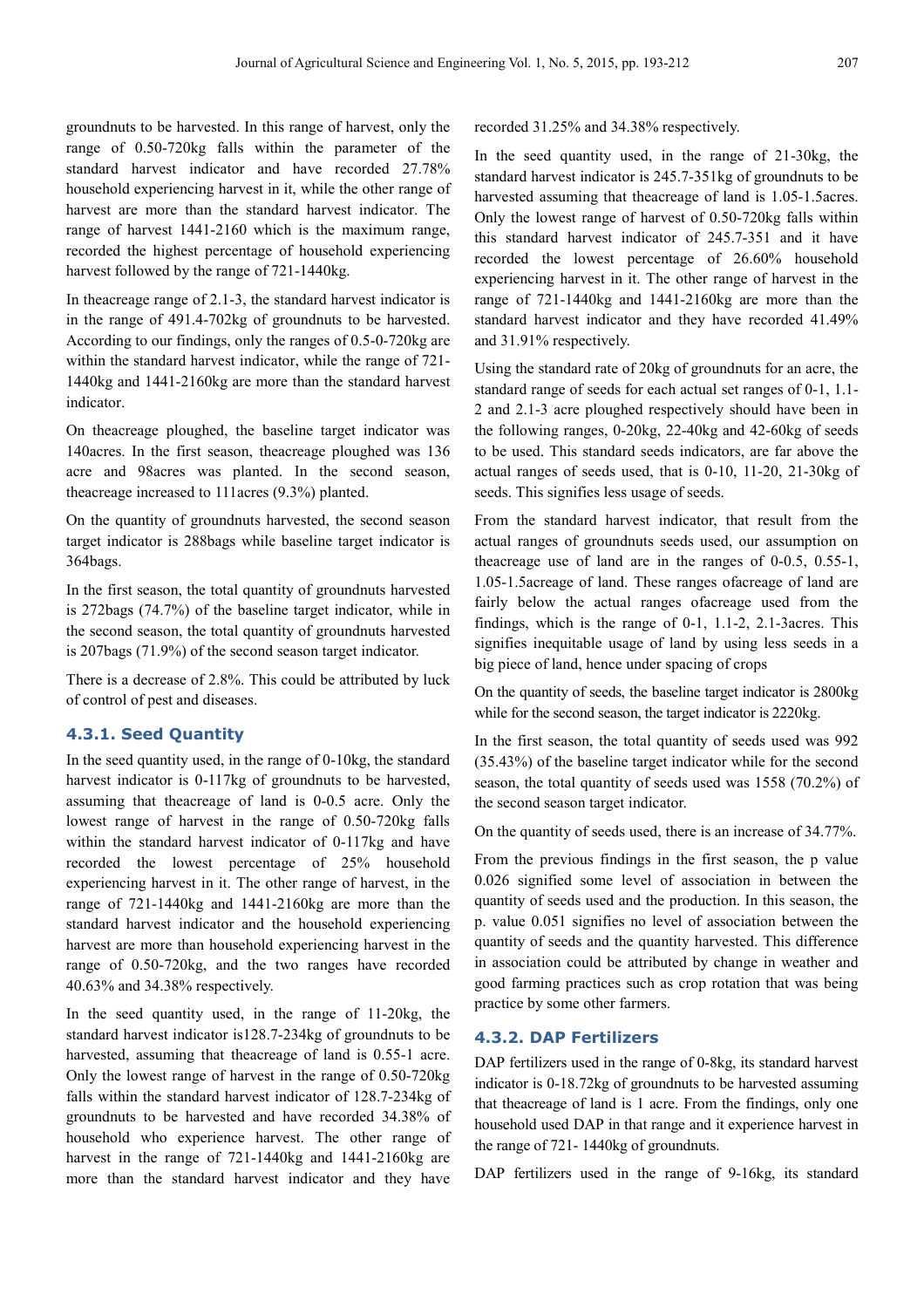groundnuts to be harvested. In this range of harvest, only the range of 0.50-720kg falls within the parameter of the standard harvest indicator and have recorded 27.78% household experiencing harvest in it, while the other range of harvest are more than the standard harvest indicator. The range of harvest 1441-2160 which is the maximum range, recorded the highest percentage of household experiencing harvest followed by the range of 721-1440kg.

In theacreage range of 2.1-3, the standard harvest indicator is in the range of 491.4-702kg of groundnuts to be harvested. According to our findings, only the ranges of 0.5-0-720kg are within the standard harvest indicator, while the range of 721-1440kg and 1441-2160kg are more than the standard harvest indicator.

On theacreage ploughed, the baseline target indicator was 140acres. In the first season, theacreage ploughed was 136 acre and 98acres was planted. In the second season, theacreage increased to 111acres (9.3%) planted.

On the quantity of groundnuts harvested, the second season target indicator is 288bags while baseline target indicator is 364bags.

In the first season, the total quantity of groundnuts harvested is 272bags (74.7%) of the baseline target indicator, while in the second season, the total quantity of groundnuts harvested is 207bags (71.9%) of the second season target indicator.

There is a decrease of 2.8%. This could be attributed by luck of control of pest and diseases.

### 4.3.1. Seed Quantity

In the seed quantity used, in the range of 0-10kg, the standard harvest indicator is 0-117kg of groundnuts to be harvested, assuming that theacreage of land is 0-0.5 acre. Only the lowest range of harvest in the range of 0.50-720kg falls within the standard harvest indicator of 0-117kg and have recorded the lowest percentage of 25% household experiencing harvest in it. The other range of harvest, in the range of 721-1440kg and 1441-2160kg are more than the standard harvest indicator and the household experiencing harvest are more than household experiencing harvest in the range of 0.50-720kg, and the two ranges have recorded 40.63% and 34.38% respectively.

In the seed quantity used, in the range of 11-20kg, the standard harvest indicator is128.7-234kg of groundnuts to be harvested, assuming that theacreage of land is 0.55-1 acre. Only the lowest range of harvest in the range of 0.50-720kg falls within the standard harvest indicator of 128.7-234kg of groundnuts to be harvested and have recorded 34.38% of household who experience harvest. The other range of harvest in the range of 721-1440kg and 1441-2160kg are more than the standard harvest indicator and they have recorded 31.25% and 34.38% respectively.

In the seed quantity used, in the range of 21-30kg, the standard harvest indicator is 245.7-351kg of groundnuts to be harvested assuming that theacreage of land is 1.05-1.5acres. Only the lowest range of harvest of 0.50-720kg falls within this standard harvest indicator of 245.7-351 and it have recorded the lowest percentage of 26.60% household experiencing harvest in it. The other range of harvest in the range of 721-1440kg and 1441-2160kg are more than the standard harvest indicator and they have recorded 41.49% and 31.91% respectively.

Using the standard rate of 20kg of groundnuts for an acre, the standard range of seeds for each actual set ranges of 0-1, 1.1-2 and 2.1-3 acre ploughed respectively should have been in the following ranges, 0-20kg, 22-40kg and 42-60kg of seeds to be used. This standard seeds indicators, are far above the actual ranges of seeds used, that is 0-10, 11-20, 21-30kg of seeds. This signifies less usage of seeds.

From the standard harvest indicator, that result from the actual ranges of groundnuts seeds used, our assumption on theacreage use of land are in the ranges of 0-0.5, 0.55-1, 1.05-1.5acreage of land. These ranges ofacreage of land are fairly below the actual ranges ofacreage used from the findings, which is the range of 0-1, 1.1-2, 2.1-3acres. This signifies inequitable usage of land by using less seeds in a big piece of land, hence under spacing of crops

On the quantity of seeds, the baseline target indicator is 2800kg while for the second season, the target indicator is 2220kg.

In the first season, the total quantity of seeds used was 992 (35.43%) of the baseline target indicator while for the second season, the total quantity of seeds used was 1558 (70.2%) of the second season target indicator.

On the quantity of seeds used, there is an increase of 34.77%.

From the previous findings in the first season, the p value 0.026 signified some level of association in between the quantity of seeds used and the production. In this season, the p. value 0.051 signifies no level of association between the quantity of seeds and the quantity harvested. This difference in association could be attributed by change in weather and good farming practices such as crop rotation that was being practice by some other farmers.

### 4.3.2. DAP Fertilizers

DAP fertilizers used in the range of 0-8kg, its standard harvest indicator is 0-18.72kg of groundnuts to be harvested assuming that theacreage of land is 1 acre. From the findings, only one household used DAP in that range and it experience harvest in the range of 721- 1440kg of groundnuts.

DAP fertilizers used in the range of 9-16kg, its standard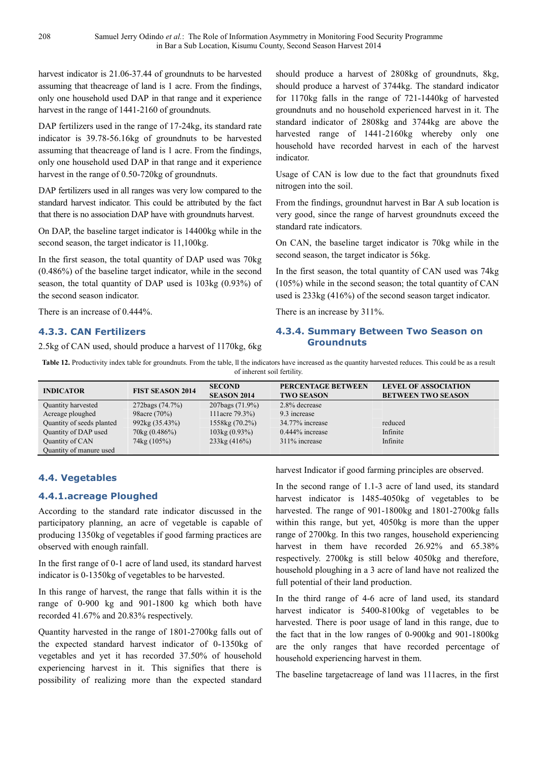harvest indicator is 21.06-37.44 of groundnuts to be harvested assuming that theacreage of land is 1 acre. From the findings, only one household used DAP in that range and it experience harvest in the range of 1441-2160 of groundnuts.

DAP fertilizers used in the range of 17-24kg, its standard rate indicator is 39.78-56.16kg of groundnuts to be harvested assuming that theacreage of land is 1 acre. From the findings, only one household used DAP in that range and it experience harvest in the range of 0.50-720kg of groundnuts.

DAP fertilizers used in all ranges was very low compared to the standard harvest indicator. This could be attributed by the fact that there is no association DAP have with groundnuts harvest.

On DAP, the baseline target indicator is 14400kg while in the second season, the target indicator is 11,100kg.

In the first season, the total quantity of DAP used was 70kg (0.486%) of the baseline target indicator, while in the second season, the total quantity of DAP used is 103kg (0.93%) of the second season indicator.

There is an increase of 0.444%.

### 4.3.3. CAN Fertilizers

2.5kg of CAN used, should produce a harvest of 1170kg, 6kg should produce a harvest of 2808kg of groundnuts, 8kg, should produce a harvest of 3744kg. The standard indicator for 1170kg falls in the range of 721-1440kg of harvested groundnuts and no household experienced harvest in it. The standard indicator of 2808kg and 3744kg are above the harvested range of 1441-2160kg whereby only one household have recorded harvest in each of the harvest indicator.

Usage of CAN is low due to the fact that groundnuts fixed nitrogen into the soil.

From the findings, groundnut harvest in Bar A sub location is very good, since the range of harvest groundnuts exceed the standard rate indicators.

On CAN, the baseline target indicator is 70kg while in the second season, the target indicator is 56kg.

In the first season, the total quantity of CAN used was 74kg (105%) while in the second season; the total quantity of CAN used is 233kg (416%) of the second season target indicator.

There is an increase by 311%.

### 4.3.4. Summary Between Two Season on Groundnuts

**Table 12.** Productivity index table for groundnuts. From the table, ll the indicators have increased as the quantity harvested reduces. This could be as a result of inherent soil fertility.

| INDICATOR | FIST SEASON 2014 | SECOND SEASON 2014 | PERCENTAGE BETWEEN TWO SEASON | LEVEL OF ASSOCIATION BETWEEN TWO SEASON |
|---|---|---|---|---|
| Quantity harvested | 272bags (74.7%) | 207bags (71.9%) | 2.8% decrease | |
| Acreage ploughed | 98acre (70%) | 111acre 79.3%) | 9.3 increase | |
| Quantity of seeds planted | 992kg (35.43%) | 1558kg (70.2%) | 34.77% increase | reduced |
| Quantity of DAP used | 70kg (0.486%) | 103kg (0.93%) | 0.444% increase | Infinite |
| Quantity of CAN | 74kg (105%) | 233kg (416%) | 311% increase | Infinite |
| Quantity of manure used | | | | |

### 4.4. Vegetables

### 4.4.1.acreage Ploughed

According to the standard rate indicator discussed in the participatory planning, an acre of vegetable is capable of producing 1350kg of vegetables if good farming practices are observed with enough rainfall.

In the first range of 0-1 acre of land used, its standard harvest indicator is 0-1350kg of vegetables to be harvested.

In this range of harvest, the range that falls within it is the range of 0-900 kg and 901-1800 kg which both have recorded 41.67% and 20.83% respectively.

Quantity harvested in the range of 1801-2700kg falls out of the expected standard harvest indicator of 0-1350kg of vegetables and yet it has recorded 37.50% of household experiencing harvest in it. This signifies that there is possibility of realizing more than the expected standard harvest Indicator if good farming principles are observed.

In the second range of 1.1-3 acre of land used, its standard harvest indicator is 1485-4050kg of vegetables to be harvested. The range of 901-1800kg and 1801-2700kg falls within this range, but yet, 4050kg is more than the upper range of 2700kg. In this two ranges, household experiencing harvest in them have recorded 26.92% and 65.38% respectively. 2700kg is still below 4050kg and therefore, household ploughing in a 3 acre of land have not realized the full potential of their land production.

In the third range of 4-6 acre of land used, its standard harvest indicator is 5400-8100kg of vegetables to be harvested. There is poor usage of land in this range, due to the fact that in the low ranges of 0-900kg and 901-1800kg are the only ranges that have recorded percentage of household experiencing harvest in them.

The baseline targetacreage of land was 111acres, in the first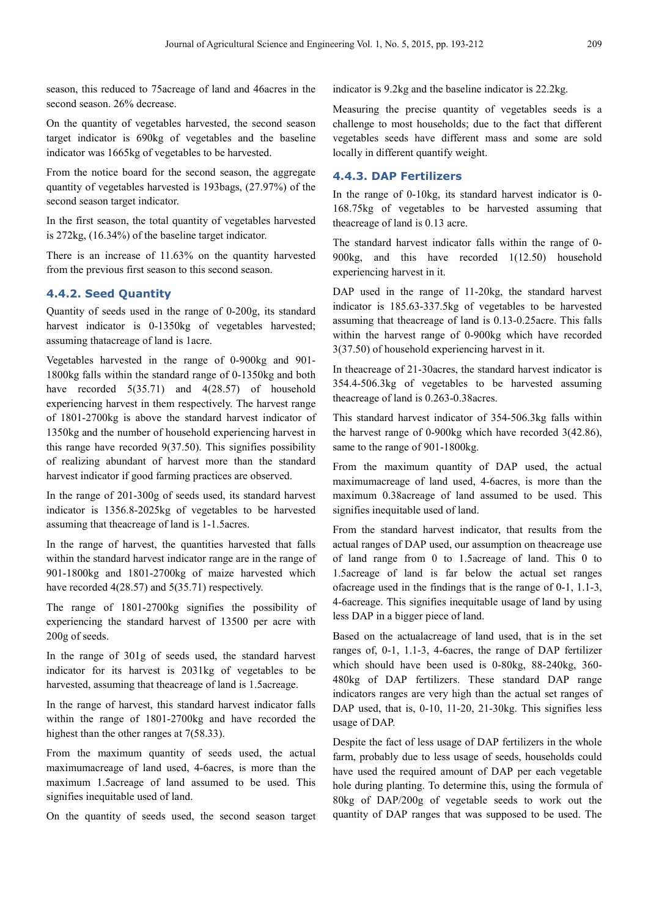season, this reduced to 75acreage of land and 46acres in the second season. 26% decrease.

On the quantity of vegetables harvested, the second season target indicator is 690kg of vegetables and the baseline indicator was 1665kg of vegetables to be harvested.

From the notice board for the second season, the aggregate quantity of vegetables harvested is 193bags, (27.97%) of the second season target indicator.

In the first season, the total quantity of vegetables harvested is 272kg, (16.34%) of the baseline target indicator.

There is an increase of 11.63% on the quantity harvested from the previous first season to this second season.

### 4.4.2. Seed Quantity

Quantity of seeds used in the range of 0-200g, its standard harvest indicator is 0-1350kg of vegetables harvested; assuming thatacreage of land is 1acre.

Vegetables harvested in the range of 0-900kg and 901-1800kg falls within the standard range of 0-1350kg and both have recorded 5(35.71) and 4(28.57) of household experiencing harvest in them respectively. The harvest range of 1801-2700kg is above the standard harvest indicator of 1350kg and the number of household experiencing harvest in this range have recorded 9(37.50). This signifies possibility of realizing abundant of harvest more than the standard harvest indicator if good farming practices are observed.

In the range of 201-300g of seeds used, its standard harvest indicator is 1356.8-2025kg of vegetables to be harvested assuming that theacreage of land is 1-1.5acres.

In the range of harvest, the quantities harvested that falls within the standard harvest indicator range are in the range of 901-1800kg and 1801-2700kg of maize harvested which have recorded 4(28.57) and 5(35.71) respectively.

The range of 1801-2700kg signifies the possibility of experiencing the standard harvest of 13500 per acre with 200g of seeds.

In the range of 301g of seeds used, the standard harvest indicator for its harvest is 2031kg of vegetables to be harvested, assuming that theacreage of land is 1.5acreage.

In the range of harvest, this standard harvest indicator falls within the range of 1801-2700kg and have recorded the highest than the other ranges at 7(58.33).

From the maximum quantity of seeds used, the actual maximumacreage of land used, 4-6acres, is more than the maximum 1.5acreage of land assumed to be used. This signifies inequitable used of land.

On the quantity of seeds used, the second season target indicator is 9.2kg and the baseline indicator is 22.2kg.

Measuring the precise quantity of vegetables seeds is a challenge to most households; due to the fact that different vegetables seeds have different mass and some are sold locally in different quantify weight.

### 4.4.3. DAP Fertilizers

In the range of 0-10kg, its standard harvest indicator is 0-168.75kg of vegetables to be harvested assuming that theacreage of land is 0.13 acre.

The standard harvest indicator falls within the range of 0-900kg, and this have recorded 1(12.50) household experiencing harvest in it.

DAP used in the range of 11-20kg, the standard harvest indicator is 185.63-337.5kg of vegetables to be harvested assuming that theacreage of land is 0.13-0.25acre. This falls within the harvest range of 0-900kg which have recorded 3(37.50) of household experiencing harvest in it.

In theacreage of 21-30acres, the standard harvest indicator is 354.4-506.3kg of vegetables to be harvested assuming theacreage of land is 0.263-0.38acres.

This standard harvest indicator of 354-506.3kg falls within the harvest range of 0-900kg which have recorded 3(42.86), same to the range of 901-1800kg.

From the maximum quantity of DAP used, the actual maximumacreage of land used, 4-6acres, is more than the maximum 0.38acreage of land assumed to be used. This signifies inequitable used of land.

From the standard harvest indicator, that results from the actual ranges of DAP used, our assumption on theacreage use of land range from 0 to 1.5acreage of land. This 0 to 1.5acreage of land is far below the actual set ranges ofacreage used in the findings that is the range of 0-1, 1.1-3, 4-6acreage. This signifies inequitable usage of land by using less DAP in a bigger piece of land.

Based on the actualacreage of land used, that is in the set ranges of, 0-1, 1.1-3, 4-6acres, the range of DAP fertilizer which should have been used is 0-80kg, 88-240kg, 360-480kg of DAP fertilizers. These standard DAP range indicators ranges are very high than the actual set ranges of DAP used, that is, 0-10, 11-20, 21-30kg. This signifies less usage of DAP.

Despite the fact of less usage of DAP fertilizers in the whole farm, probably due to less usage of seeds, households could have used the required amount of DAP per each vegetable hole during planting. To determine this, using the formula of 80kg of DAP/200g of vegetable seeds to work out the quantity of DAP ranges that was supposed to be used. The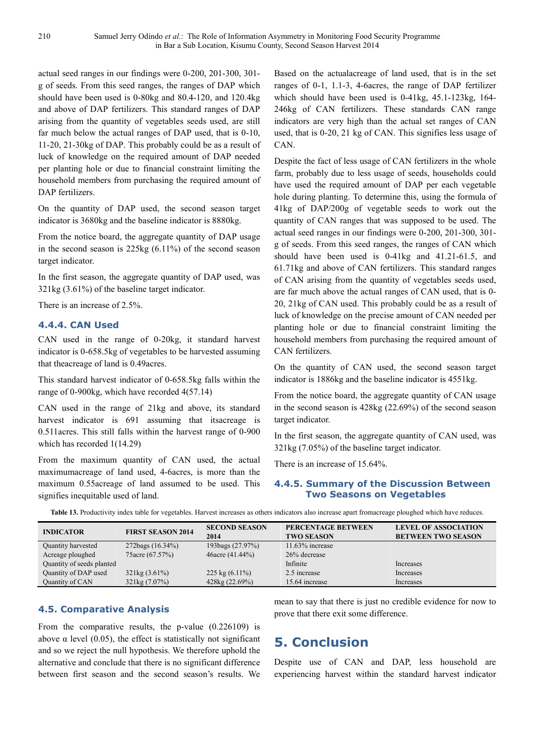actual seed ranges in our findings were 0-200, 201-300, 301-g of seeds. From this seed ranges, the ranges of DAP which should have been used is 0-80kg and 80.4-120, and 120.4kg and above of DAP fertilizers. This standard ranges of DAP arising from the quantity of vegetables seeds used, are still far much below the actual ranges of DAP used, that is 0-10, 11-20, 21-30kg of DAP. This probably could be as a result of luck of knowledge on the required amount of DAP needed per planting hole or due to financial constraint limiting the household members from purchasing the required amount of DAP fertilizers.

On the quantity of DAP used, the second season target indicator is 3680kg and the baseline indicator is 8880kg.

From the notice board, the aggregate quantity of DAP usage in the second season is 225kg (6.11%) of the second season target indicator.

In the first season, the aggregate quantity of DAP used, was 321kg (3.61%) of the baseline target indicator.

There is an increase of 2.5%.

### 4.4.4. CAN Used

CAN used in the range of 0-20kg, it standard harvest indicator is 0-658.5kg of vegetables to be harvested assuming that theacreage of land is 0.49acres.

This standard harvest indicator of 0-658.5kg falls within the range of 0-900kg, which have recorded 4(57.14)

CAN used in the range of 21kg and above, its standard harvest indicator is 691 assuming that itsacreage is 0.511acres. This still falls within the harvest range of 0-900 which has recorded 1(14.29)

From the maximum quantity of CAN used, the actual maximumacreage of land used, 4-6acres, is more than the maximum 0.55acreage of land assumed to be used. This signifies inequitable used of land.

Based on the actualacreage of land used, that is in the set ranges of 0-1, 1.1-3, 4-6acres, the range of DAP fertilizer which should have been used is 0-41kg, 45.1-123kg, 164-246kg of CAN fertilizers. These standards CAN range indicators are very high than the actual set ranges of CAN used, that is 0-20, 21 kg of CAN. This signifies less usage of CAN.

Despite the fact of less usage of CAN fertilizers in the whole farm, probably due to less usage of seeds, households could have used the required amount of DAP per each vegetable hole during planting. To determine this, using the formula of 41kg of DAP/200g of vegetable seeds to work out the quantity of CAN ranges that was supposed to be used. The actual seed ranges in our findings were 0-200, 201-300, 301-g of seeds. From this seed ranges, the ranges of CAN which should have been used is 0-41kg and 41.21-61.5, and 61.71kg and above of CAN fertilizers. This standard ranges of CAN arising from the quantity of vegetables seeds used, are far much above the actual ranges of CAN used, that is 0-20, 21kg of CAN used. This probably could be as a result of luck of knowledge on the precise amount of CAN needed per planting hole or due to financial constraint limiting the household members from purchasing the required amount of CAN fertilizers.

On the quantity of CAN used, the second season target indicator is 1886kg and the baseline indicator is 4551kg.

From the notice board, the aggregate quantity of CAN usage in the second season is 428kg (22.69%) of the second season target indicator.

In the first season, the aggregate quantity of CAN used, was 321kg (7.05%) of the baseline target indicator.

There is an increase of 15.64%.

### 4.4.5. Summary of the Discussion Between Two Seasons on Vegetables

**Table 13.** Productivity index table for vegetables. Harvest increases as others indicators also increase apart fromacreage ploughed which have reduces.

| INDICATOR | FIRST SEASON 2014 | SECOND SEASON 2014 | PERCENTAGE BETWEEN TWO SEASON | LEVEL OF ASSOCIATION BETWEEN TWO SEASON |
|---|---|---|---|---|
| Quantity harvested | 272bags (16.34%) | 193bags (27.97%) | 11.63% increase | |
| Acreage ploughed | 75acre (67.57%) | 46acre (41.44%) | 26% decrease | |
| Quantity of seeds planted | | | Infinite | Increases |
| Quantity of DAP used | 321kg (3.61%) | 225 kg (6.11%) | 2.5 increase | Increases |
| Quantity of CAN | 321kg (7.07%) | 428kg (22.69%) | 15.64 increase | Increases |

## 4.5. Comparative Analysis

From the comparative results, the p-value (0.226109) is above α level (0.05), the effect is statistically not significant and so we reject the null hypothesis. We therefore uphold the alternative and conclude that there is no significant difference between first season and the second season's results. We mean to say that there is just no credible evidence for now to prove that there exit some difference.

# 5. Conclusion

Despite use of CAN and DAP, less household are experiencing harvest within the standard harvest indicator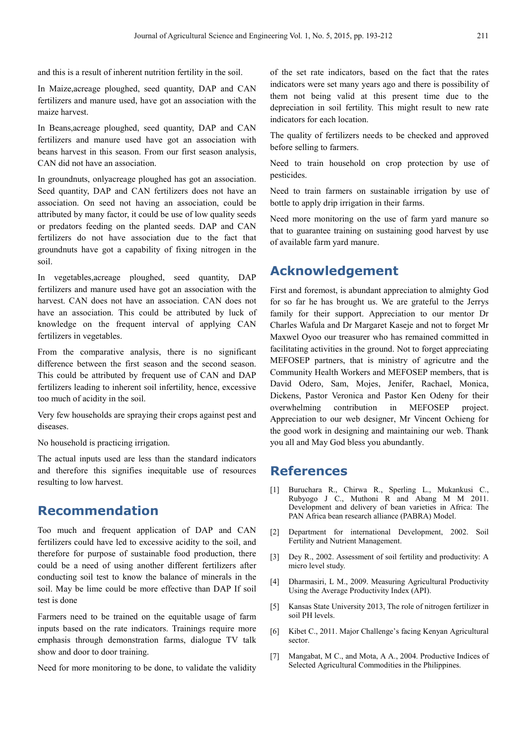and this is a result of inherent nutrition fertility in the soil.

In Maize,acreage ploughed, seed quantity, DAP and CAN fertilizers and manure used, have got an association with the maize harvest.

In Beans,acreage ploughed, seed quantity, DAP and CAN fertilizers and manure used have got an association with beans harvest in this season. From our first season analysis, CAN did not have an association.

In groundnuts, onlyacreage ploughed has got an association. Seed quantity, DAP and CAN fertilizers does not have an association. On seed not having an association, could be attributed by many factor, it could be use of low quality seeds or predators feeding on the planted seeds. DAP and CAN fertilizers do not have association due to the fact that groundnuts have got a capability of fixing nitrogen in the soil.

In vegetables,acreage ploughed, seed quantity, DAP fertilizers and manure used have got an association with the harvest. CAN does not have an association. CAN does not have an association. This could be attributed by luck of knowledge on the frequent interval of applying CAN fertilizers in vegetables.

From the comparative analysis, there is no significant difference between the first season and the second season. This could be attributed by frequent use of CAN and DAP fertilizers leading to inherent soil infertility, hence, excessive too much of acidity in the soil.

Very few households are spraying their crops against pest and diseases.

No household is practicing irrigation.

The actual inputs used are less than the standard indicators and therefore this signifies inequitable use of resources resulting to low harvest.

## Recommendation

Too much and frequent application of DAP and CAN fertilizers could have led to excessive acidity to the soil, and therefore for purpose of sustainable food production, there could be a need of using another different fertilizers after conducting soil test to know the balance of minerals in the soil. May be lime could be more effective than DAP If soil test is done

Farmers need to be trained on the equitable usage of farm inputs based on the rate indicators. Trainings require more emphasis through demonstration farms, dialogue TV talk show and door to door training.

Need for more monitoring to be done, to validate the validity of the set rate indicators, based on the fact that the rates indicators were set many years ago and there is possibility of them not being valid at this present time due to the depreciation in soil fertility. This might result to new rate indicators for each location.

The quality of fertilizers needs to be checked and approved before selling to farmers.

Need to train household on crop protection by use of pesticides.

Need to train farmers on sustainable irrigation by use of bottle to apply drip irrigation in their farms.

Need more monitoring on the use of farm yard manure so that to guarantee training on sustaining good harvest by use of available farm yard manure.

## Acknowledgement

First and foremost, is abundant appreciation to almighty God for so far he has brought us. We are grateful to the Jerrys family for their support. Appreciation to our mentor Dr Charles Wafula and Dr Margaret Kaseje and not to forget Mr Maxwel Oyoo our treasurer who has remained committed in facilitating activities in the ground. Not to forget appreciating MEFOSEP partners, that is ministry of agricutre and the Community Health Workers and MEFOSEP members, that is David Odero, Sam, Mojes, Jenifer, Rachael, Monica, Dickens, Pastor Veronica and Pastor Ken Odeny for their overwhelming contribution in MEFOSEP project. Appreciation to our web designer, Mr Vincent Ochieng for the good work in designing and maintaining our web. Thank you all and May God bless you abundantly.

## References

[1] Buruchara R., Chirwa R., Sperling L., Mukankusi C., Rubyogo J C., Muthoni R and Abang M M 2011. Development and delivery of bean varieties in Africa: The PAN Africa bean research alliance (PABRA) Model.

[2] Department for international Development, 2002. Soil Fertility and Nutrient Management.

[3] Dey R., 2002. Assessment of soil fertility and productivity: A micro level study.

[4] Dharmasiri, L M., 2009. Measuring Agricultural Productivity Using the Average Productivity Index (API).

[5] Kansas State University 2013, The role of nitrogen fertilizer in soil PH levels.

[6] Kibet C., 2011. Major Challenge's facing Kenyan Agricultural sector.

[7] Mangabat, M C., and Mota, A A., 2004. Productive Indices of Selected Agricultural Commodities in the Philippines.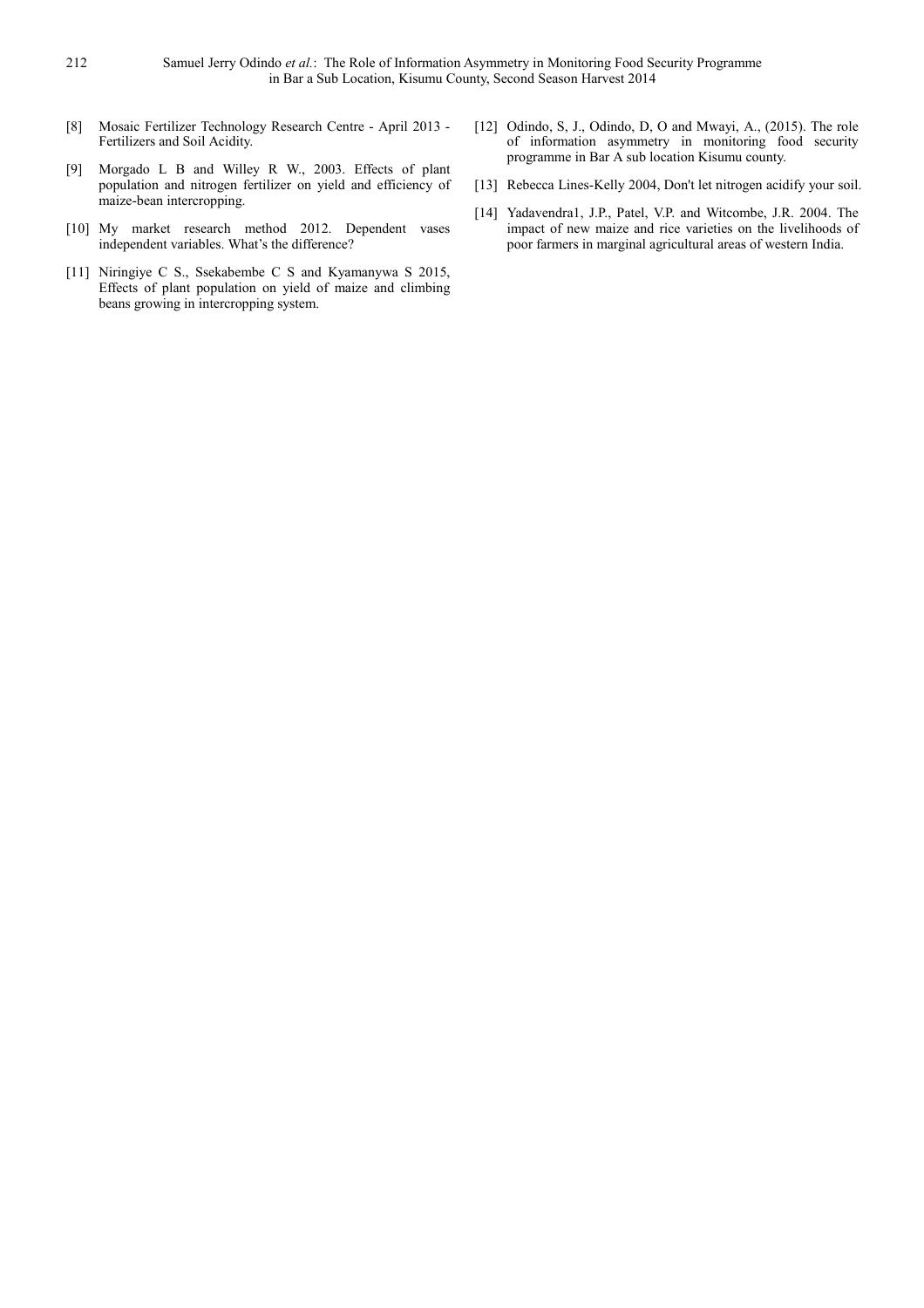[8] Mosaic Fertilizer Technology Research Centre - April 2013 - Fertilizers and Soil Acidity.

[9] Morgado L B and Willey R W., 2003. Effects of plant population and nitrogen fertilizer on yield and efficiency of maize-bean intercropping.

[10] My market research method 2012. Dependent vases independent variables. What's the difference?

[11] Niringiye C S., Ssekabembe C S and Kyamanywa S 2015, Effects of plant population on yield of maize and climbing beans growing in intercropping system.

[12] Odindo, S, J., Odindo, D, O and Mwayi, A., (2015). The role of information asymmetry in monitoring food security programme in Bar A sub location Kisumu county.

[13] Rebecca Lines-Kelly 2004, Don't let nitrogen acidify your soil.

[14] Yadavendra1, J.P., Patel, V.P. and Witcombe, J.R. 2004. The impact of new maize and rice varieties on the livelihoods of poor farmers in marginal agricultural areas of western India.